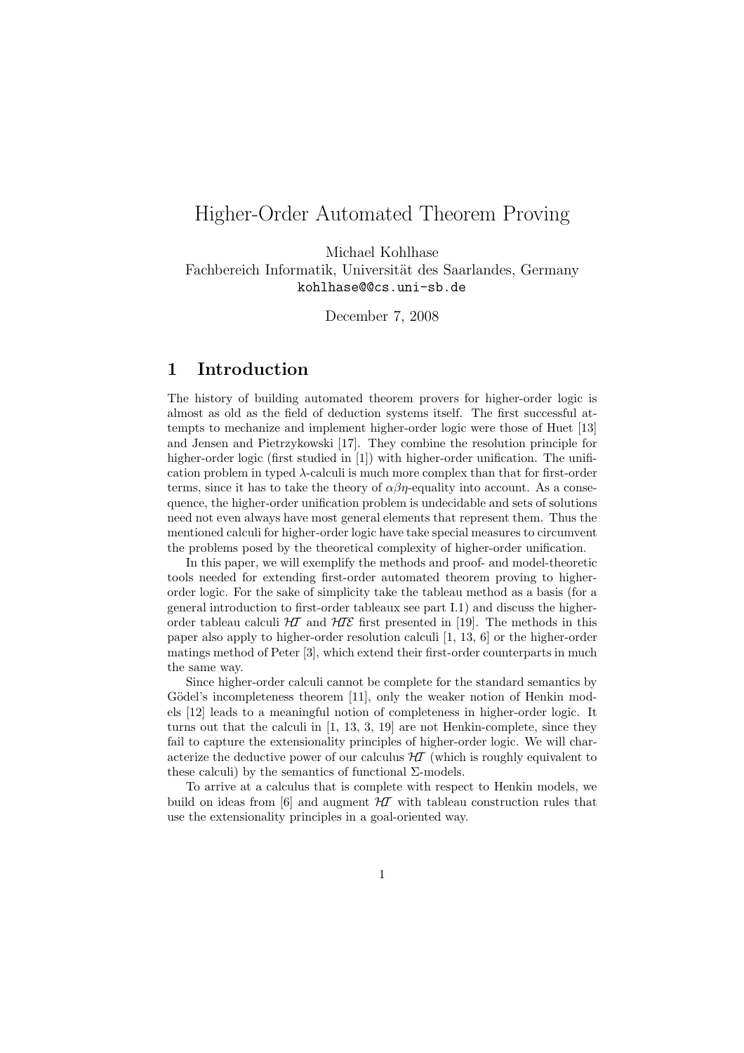# Higher-Order Automated Theorem Proving

Michael Kohlhase
Fachbereich Informatik, Universität des Saarlandes, Germany
kohlhase@@cs.uni-sb.de

December 7, 2008

## 1 Introduction

The history of building automated theorem provers for higher-order logic is almost as old as the field of deduction systems itself. The first successful attempts to mechanize and implement higher-order logic were those of Huet [13] and Jensen and Pietrzykowski [17]. They combine the resolution principle for higher-order logic (first studied in [1]) with higher-order unification. The unification problem in typed $\lambda$-calculi is much more complex than that for first-order terms, since it has to take the theory of $\alpha\beta\eta$-equality into account. As a consequence, the higher-order unification problem is undecidable and sets of solutions need not even always have most general elements that represent them. Thus the mentioned calculi for higher-order logic have take special measures to circumvent the problems posed by the theoretical complexity of higher-order unification.

In this paper, we will exemplify the methods and proof- and model-theoretic tools needed for extending first-order automated theorem proving to higher-order logic. For the sake of simplicity take the tableau method as a basis (for a general introduction to first-order tableaux see part I.1) and discuss the higher-order tableau calculi $\mathcal{HT}$ and $\mathcal{HTE}$ first presented in [19]. The methods in this paper also apply to higher-order resolution calculi [1, 13, 6] or the higher-order matings method of Peter [3], which extend their first-order counterparts in much the same way.

Since higher-order calculi cannot be complete for the standard semantics by Gödel's incompleteness theorem [11], only the weaker notion of Henkin models [12] leads to a meaningful notion of completeness in higher-order logic. It turns out that the calculi in [1, 13, 3, 19] are not Henkin-complete, since they fail to capture the extensionality principles of higher-order logic. We will characterize the deductive power of our calculus $\mathcal{HT}$ (which is roughly equivalent to these calculi) by the semantics of functional $\Sigma$-models.

To arrive at a calculus that is complete with respect to Henkin models, we build on ideas from [6] and augment $\mathcal{HT}$ with tableau construction rules that use the extensionality principles in a goal-oriented way.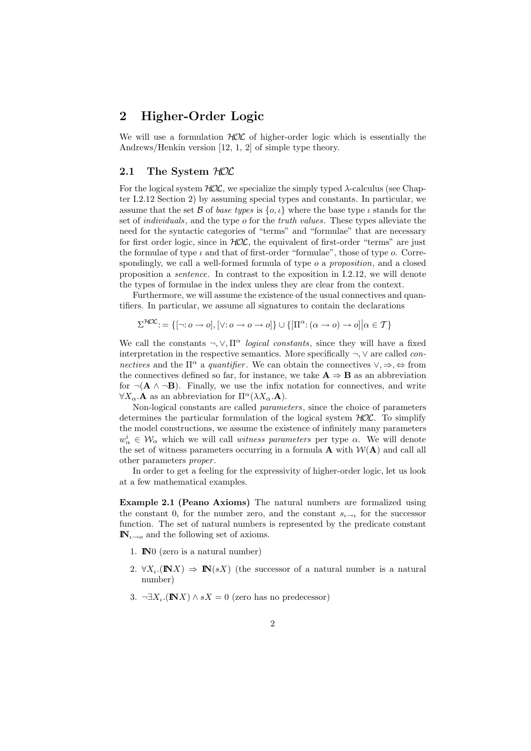## 2 Higher-Order Logic

We will use a formulation $\mathcal{HOL}$ of higher-order logic which is essentially the Andrews/Henkin version [12, 1, 2] of simple type theory.

### 2.1 The System $\mathcal{HOL}$

For the logical system $\mathcal{HOL}$, we specialize the simply typed $\lambda$-calculus (see Chapter I.2.12 Section 2) by assuming special types and constants. In particular, we assume that the set $\mathcal{B}$ of *base types* is $\{o, \iota\}$ where the base type $\iota$ stands for the set of *individuals*, and the type $o$ for the *truth values*. These types alleviate the need for the syntactic categories of "terms" and "formulae" that are necessary for first order logic, since in $\mathcal{HOL}$, the equivalent of first-order "terms" are just the formulae of type $\iota$ and that of first-order "formulae", those of type $o$. Correspondingly, we call a well-formed formula of type $o$ a *proposition*, and a closed proposition a *sentence*. In contrast to the exposition in I.2.12, we will denote the types of formulae in the index unless they are clear from the context.

Furthermore, we will assume the existence of the usual connectives and quantifiers. In particular, we assume all signatures to contain the declarations

$$\Sigma^{\mathcal{HOL}} := \{[\neg : o \to o], [\vee : o \to o \to o]\} \cup \{[\Pi^\alpha : (\alpha \to o) \to o] \big| \alpha \in \mathcal{T}\}$$

We call the constants $\neg, \vee, \Pi^\alpha$ *logical constants*, since they will have a fixed interpretation in the respective semantics. More specifically $\neg, \vee$ are called *connectives* and the $\Pi^\alpha$ a *quantifier*. We can obtain the connectives $\vee, \Rightarrow, \Leftrightarrow$ from the connectives defined so far, for instance, we take $\mathbf{A} \Rightarrow \mathbf{B}$ as an abbreviation for $\neg(\mathbf{A} \wedge \neg\mathbf{B})$. Finally, we use the infix notation for connectives, and write $\forall X_\alpha.\mathbf{A}$ as an abbreviation for $\Pi^\alpha(\lambda X_\alpha.\mathbf{A})$.

Non-logical constants are called *parameters*, since the choice of parameters determines the particular formulation of the logical system $\mathcal{HOL}$. To simplify the model constructions, we assume the existence of infinitely many parameters $w^i_\alpha \in \mathcal{W}_\alpha$ which we will call *witness parameters* per type $\alpha$. We will denote the set of witness parameters occurring in a formula $\mathbf{A}$ with $\mathcal{W}(\mathbf{A})$ and call all other parameters *proper*.

In order to get a feeling for the expressivity of higher-order logic, let us look at a few mathematical examples.

**Example 2.1 (Peano Axioms)** The natural numbers are formalized using the constant $0_\iota$ for the number zero, and the constant $s_{\iota\to\iota}$ for the successor function. The set of natural numbers is represented by the predicate constant $\mathbb{N}_{\iota\to o}$ and the following set of axioms.

1. $\mathbb{N}0$ (zero is a natural number)
2. $\forall X_\iota.(\mathbb{N}X) \Rightarrow \mathbb{N}(sX)$ (the successor of a natural number is a natural number)
3. $\neg\exists X_\iota.(\mathbb{N}X) \wedge sX = 0$ (zero has no predecessor)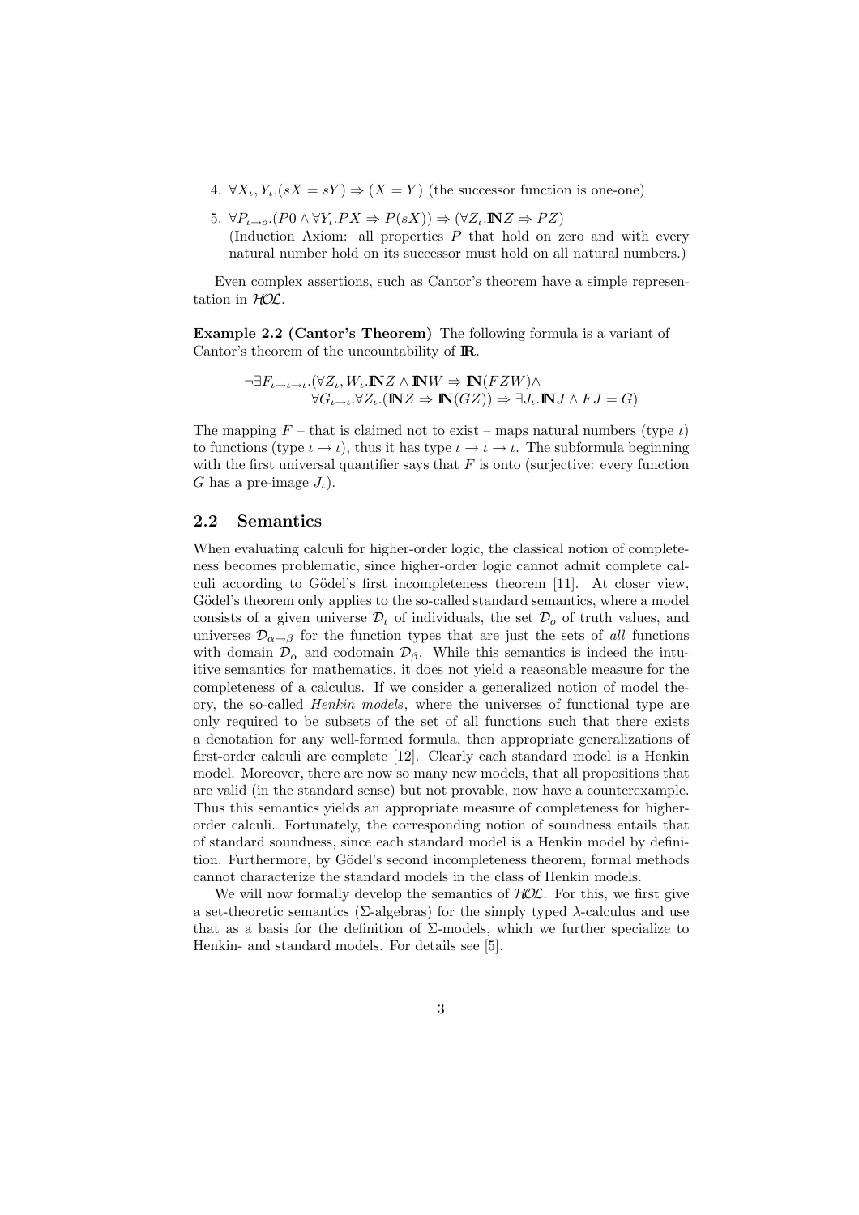4. $\forall X_\iota, Y_\iota.(sX = sY) \Rightarrow (X = Y)$ (the successor function is one-one)
5. $\forall P_{\iota\to o}.(P0 \wedge \forall Y_\iota.PX \Rightarrow P(sX)) \Rightarrow (\forall Z_\iota.\mathbb{N}Z \Rightarrow PZ)$
   (Induction Axiom: all properties $P$ that hold on zero and with every natural number hold on its successor must hold on all natural numbers.)

Even complex assertions, such as Cantor's theorem have a simple representation in $\mathcal{HOL}$.

**Example 2.2 (Cantor's Theorem)** The following formula is a variant of Cantor's theorem of the uncountability of $\mathbb{R}$.

$$\neg\exists F_{\iota\to\iota\to\iota}.(\forall Z_\iota, W_\iota.\mathbb{N}Z \wedge \mathbb{N}W \Rightarrow \mathbb{N}(FZW)\wedge$$
$$\forall G_{\iota\to\iota}.\forall Z_\iota.(\mathbb{N}Z \Rightarrow \mathbb{N}(GZ)) \Rightarrow \exists J_\iota.\mathbb{N}J \wedge FJ = G)$$

The mapping $F$ – that is claimed not to exist – maps natural numbers (type $\iota$) to functions (type $\iota \to \iota$), thus it has type $\iota \to \iota \to \iota$. The subformula beginning with the first universal quantifier says that $F$ is onto (surjective: every function $G$ has a pre-image $J_\iota$).

## 2.2 Semantics

When evaluating calculi for higher-order logic, the classical notion of completeness becomes problematic, since higher-order logic cannot admit complete calculi according to Gödel's first incompleteness theorem [11]. At closer view, Gödel's theorem only applies to the so-called standard semantics, where a model consists of a given universe $\mathcal{D}_\iota$ of individuals, the set $\mathcal{D}_o$ of truth values, and universes $\mathcal{D}_{\alpha\to\beta}$ for the function types that are just the sets of *all* functions with domain $\mathcal{D}_\alpha$ and codomain $\mathcal{D}_\beta$. While this semantics is indeed the intuitive semantics for mathematics, it does not yield a reasonable measure for the completeness of a calculus. If we consider a generalized notion of model theory, the so-called *Henkin models*, where the universes of functional type are only required to be subsets of the set of all functions such that there exists a denotation for any well-formed formula, then appropriate generalizations of first-order calculi are complete [12]. Clearly each standard model is a Henkin model. Moreover, there are now so many new models, that all propositions that are valid (in the standard sense) but not provable, now have a counterexample. Thus this semantics yields an appropriate measure of completeness for higher-order calculi. Fortunately, the corresponding notion of soundness entails that of standard soundness, since each standard model is a Henkin model by definition. Furthermore, by Gödel's second incompleteness theorem, formal methods cannot characterize the standard models in the class of Henkin models.

We will now formally develop the semantics of $\mathcal{HOL}$. For this, we first give a set-theoretic semantics ($\Sigma$-algebras) for the simply typed $\lambda$-calculus and use that as a basis for the definition of $\Sigma$-models, which we further specialize to Henkin- and standard models. For details see [5].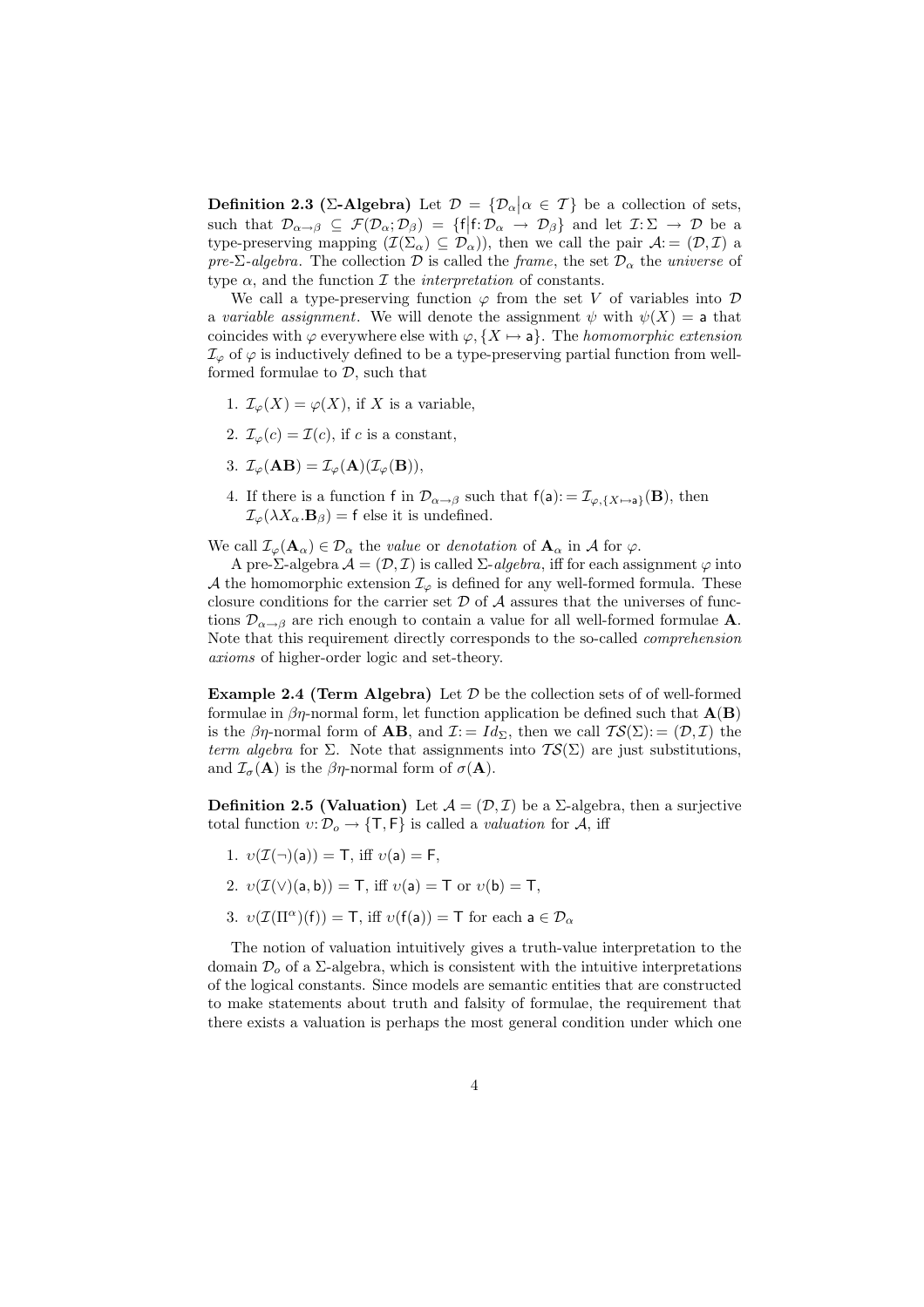**Definition 2.3 (Σ-Algebra)** Let $\mathcal{D} = \{\mathcal{D}_\alpha | \alpha \in \mathcal{T}\}$ be a collection of sets, such that $\mathcal{D}_{\alpha\to\beta} \subseteq \mathcal{F}(\mathcal{D}_\alpha; \mathcal{D}_\beta) = \{\mathsf{f} | \mathsf{f}\colon \mathcal{D}_\alpha \to \mathcal{D}_\beta\}$ and let $\mathcal{I}\colon \Sigma \to \mathcal{D}$ be a type-preserving mapping ($\mathcal{I}(\Sigma_\alpha) \subseteq \mathcal{D}_\alpha$)), then we call the pair $\mathcal{A} := (\mathcal{D}, \mathcal{I})$ a *pre-Σ-algebra*. The collection $\mathcal{D}$ is called the *frame*, the set $\mathcal{D}_\alpha$ the *universe* of type $\alpha$, and the function $\mathcal{I}$ the *interpretation* of constants.

We call a type-preserving function $\varphi$ from the set $V$ of variables into $\mathcal{D}$ a *variable assignment*. We will denote the assignment $\psi$ with $\psi(X) = \mathsf{a}$ that coincides with $\varphi$ everywhere else with $\varphi, \{X \mapsto \mathsf{a}\}$. The *homomorphic extension* $\mathcal{I}_\varphi$ of $\varphi$ is inductively defined to be a type-preserving partial function from well-formed formulae to $\mathcal{D}$, such that

1. $\mathcal{I}_\varphi(X) = \varphi(X)$, if $X$ is a variable,
2. $\mathcal{I}_\varphi(c) = \mathcal{I}(c)$, if $c$ is a constant,
3. $\mathcal{I}_\varphi(\mathbf{AB}) = \mathcal{I}_\varphi(\mathbf{A})(\mathcal{I}_\varphi(\mathbf{B}))$,
4. If there is a function $\mathsf{f}$ in $\mathcal{D}_{\alpha\to\beta}$ such that $\mathsf{f}(\mathsf{a}) := \mathcal{I}_{\varphi,\{X\mapsto\mathsf{a}\}}(\mathbf{B})$, then $\mathcal{I}_\varphi(\lambda X_\alpha.\mathbf{B}_\beta) = \mathsf{f}$ else it is undefined.

We call $\mathcal{I}_\varphi(\mathbf{A}_\alpha) \in \mathcal{D}_\alpha$ the *value* or *denotation* of $\mathbf{A}_\alpha$ in $\mathcal{A}$ for $\varphi$.

A pre-Σ-algebra $\mathcal{A} = (\mathcal{D}, \mathcal{I})$ is called *Σ-algebra*, iff for each assignment $\varphi$ into $\mathcal{A}$ the homomorphic extension $\mathcal{I}_\varphi$ is defined for any well-formed formula. These closure conditions for the carrier set $\mathcal{D}$ of $\mathcal{A}$ assures that the universes of functions $\mathcal{D}_{\alpha\to\beta}$ are rich enough to contain a value for all well-formed formulae $\mathbf{A}$. Note that this requirement directly corresponds to the so-called *comprehension axioms* of higher-order logic and set-theory.

**Example 2.4 (Term Algebra)** Let $\mathcal{D}$ be the collection sets of of well-formed formulae in $\beta\eta$-normal form, let function application be defined such that $\mathbf{A}(\mathbf{B})$ is the $\beta\eta$-normal form of $\mathbf{AB}$, and $\mathcal{I} := Id_\Sigma$, then we call $\mathcal{TS}(\Sigma) := (\mathcal{D}, \mathcal{I})$ the *term algebra* for Σ. Note that assignments into $\mathcal{TS}(\Sigma)$ are just substitutions, and $\mathcal{I}_\sigma(\mathbf{A})$ is the $\beta\eta$-normal form of $\sigma(\mathbf{A})$.

**Definition 2.5 (Valuation)** Let $\mathcal{A} = (\mathcal{D}, \mathcal{I})$ be a Σ-algebra, then a surjective total function $\upsilon\colon \mathcal{D}_o \to \{\mathsf{T}, \mathsf{F}\}$ is called a *valuation* for $\mathcal{A}$, iff

1. $\upsilon(\mathcal{I}(\neg)(\mathsf{a})) = \mathsf{T}$, iff $\upsilon(\mathsf{a}) = \mathsf{F}$,
2. $\upsilon(\mathcal{I}(\vee)(\mathsf{a}, \mathsf{b})) = \mathsf{T}$, iff $\upsilon(\mathsf{a}) = \mathsf{T}$ or $\upsilon(\mathsf{b}) = \mathsf{T}$,
3. $\upsilon(\mathcal{I}(\Pi^\alpha)(\mathsf{f})) = \mathsf{T}$, iff $\upsilon(\mathsf{f}(\mathsf{a})) = \mathsf{T}$ for each $\mathsf{a} \in \mathcal{D}_\alpha$

The notion of valuation intuitively gives a truth-value interpretation to the domain $\mathcal{D}_o$ of a Σ-algebra, which is consistent with the intuitive interpretations of the logical constants. Since models are semantic entities that are constructed to make statements about truth and falsity of formulae, the requirement that there exists a valuation is perhaps the most general condition under which one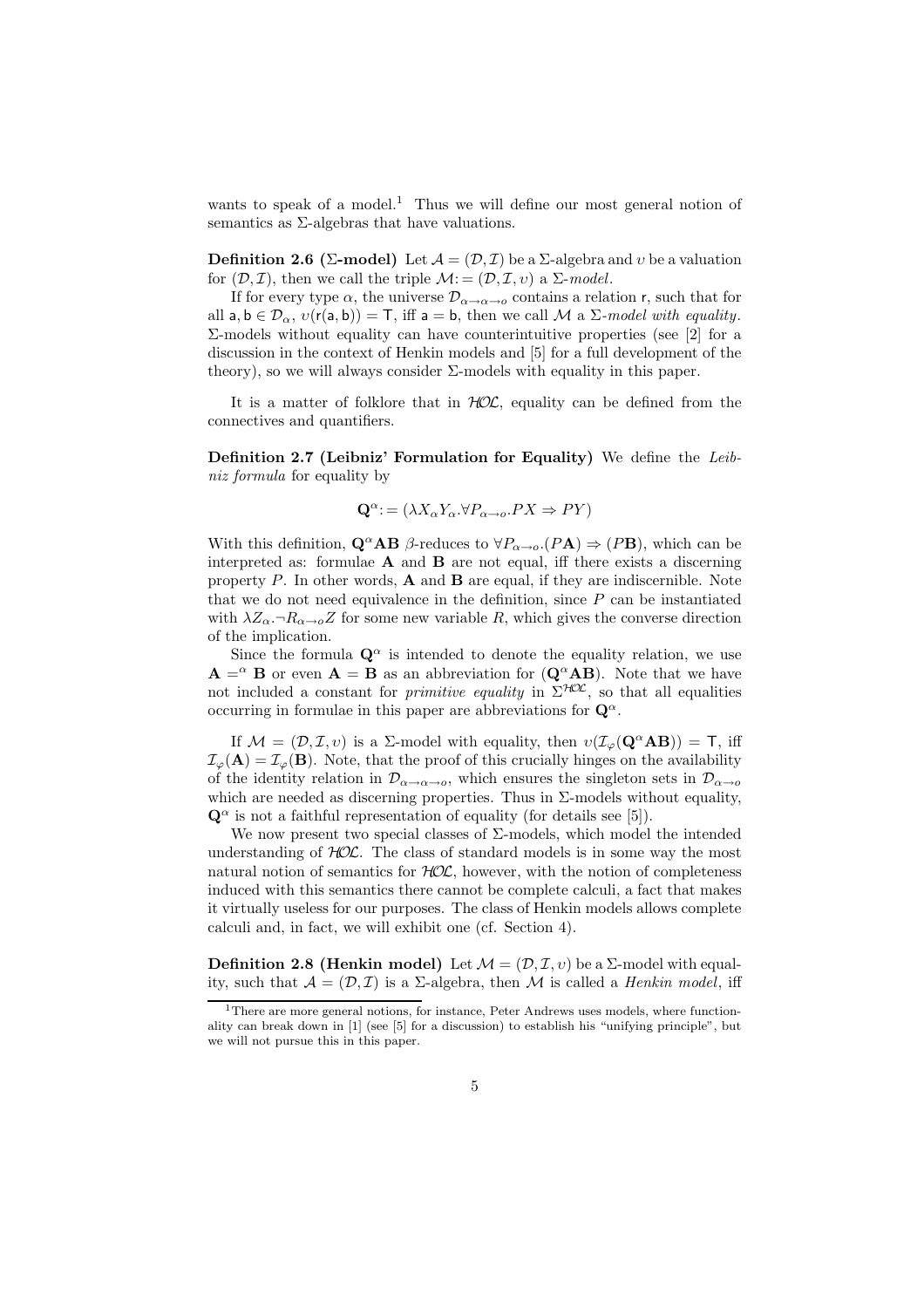wants to speak of a model.[1] Thus we will define our most general notion of semantics as Σ-algebras that have valuations.

**Definition 2.6 (Σ-model)** Let $\mathcal{A} = (\mathcal{D}, \mathcal{I})$ be a Σ-algebra and $\upsilon$ be a valuation for $(\mathcal{D}, \mathcal{I})$, then we call the triple $\mathcal{M} := (\mathcal{D}, \mathcal{I}, \upsilon)$ a *Σ-model*.

If for every type $\alpha$, the universe $\mathcal{D}_{\alpha\to\alpha\to o}$ contains a relation $\mathsf{r}$, such that for all $\mathsf{a}, \mathsf{b} \in \mathcal{D}_\alpha$, $\upsilon(\mathsf{r}(\mathsf{a}, \mathsf{b})) = \mathsf{T}$, iff $\mathsf{a} = \mathsf{b}$, then we call $\mathcal{M}$ a *Σ-model with equality*. Σ-models without equality can have counterintuitive properties (see [2] for a discussion in the context of Henkin models and [5] for a full development of the theory), so we will always consider Σ-models with equality in this paper.

It is a matter of folklore that in $\mathcal{HOL}$, equality can be defined from the connectives and quantifiers.

**Definition 2.7 (Leibniz' Formulation for Equality)** We define the *Leibniz formula* for equality by

$$\mathbf{Q}^\alpha := (\lambda X_\alpha Y_\alpha . \forall P_{\alpha\to o} . PX \Rightarrow PY)$$

With this definition, $\mathbf{Q}^\alpha \mathbf{A}\mathbf{B}$ β-reduces to $\forall P_{\alpha\to o}.(P\mathbf{A}) \Rightarrow (P\mathbf{B})$, which can be interpreted as: formulae $\mathbf{A}$ and $\mathbf{B}$ are not equal, iff there exists a discerning property $P$. In other words, $\mathbf{A}$ and $\mathbf{B}$ are equal, if they are indiscernible. Note that we do not need equivalence in the definition, since $P$ can be instantiated with $\lambda Z_\alpha.\neg R_{\alpha\to o} Z$ for some new variable $R$, which gives the converse direction of the implication.

Since the formula $\mathbf{Q}^\alpha$ is intended to denote the equality relation, we use $\mathbf{A} =^\alpha \mathbf{B}$ or even $\mathbf{A} = \mathbf{B}$ as an abbreviation for $(\mathbf{Q}^\alpha \mathbf{A}\mathbf{B})$. Note that we have not included a constant for *primitive equality* in $\Sigma^{\mathcal{HOL}}$, so that all equalities occurring in formulae in this paper are abbreviations for $\mathbf{Q}^\alpha$.

If $\mathcal{M} = (\mathcal{D}, \mathcal{I}, \upsilon)$ is a Σ-model with equality, then $\upsilon(\mathcal{I}_\varphi(\mathbf{Q}^\alpha \mathbf{A}\mathbf{B})) = \mathsf{T}$, iff $\mathcal{I}_\varphi(\mathbf{A}) = \mathcal{I}_\varphi(\mathbf{B})$. Note, that the proof of this crucially hinges on the availability of the identity relation in $\mathcal{D}_{\alpha\to\alpha\to o}$, which ensures the singleton sets in $\mathcal{D}_{\alpha\to o}$ which are needed as discerning properties. Thus in Σ-models without equality, $\mathbf{Q}^\alpha$ is not a faithful representation of equality (for details see [5]).

We now present two special classes of Σ-models, which model the intended understanding of $\mathcal{HOL}$. The class of standard models is in some way the most natural notion of semantics for $\mathcal{HOL}$, however, with the notion of completeness induced with this semantics there cannot be complete calculi, a fact that makes it virtually useless for our purposes. The class of Henkin models allows complete calculi and, in fact, we will exhibit one (cf. Section 4).

**Definition 2.8 (Henkin model)** Let $\mathcal{M} = (\mathcal{D}, \mathcal{I}, \upsilon)$ be a Σ-model with equality, such that $\mathcal{A} = (\mathcal{D}, \mathcal{I})$ is a Σ-algebra, then $\mathcal{M}$ is called a *Henkin model*, iff

[1] There are more general notions, for instance, Peter Andrews uses models, where functionality can break down in [1] (see [5] for a discussion) to establish his "unifying principle", but we will not pursue this in this paper.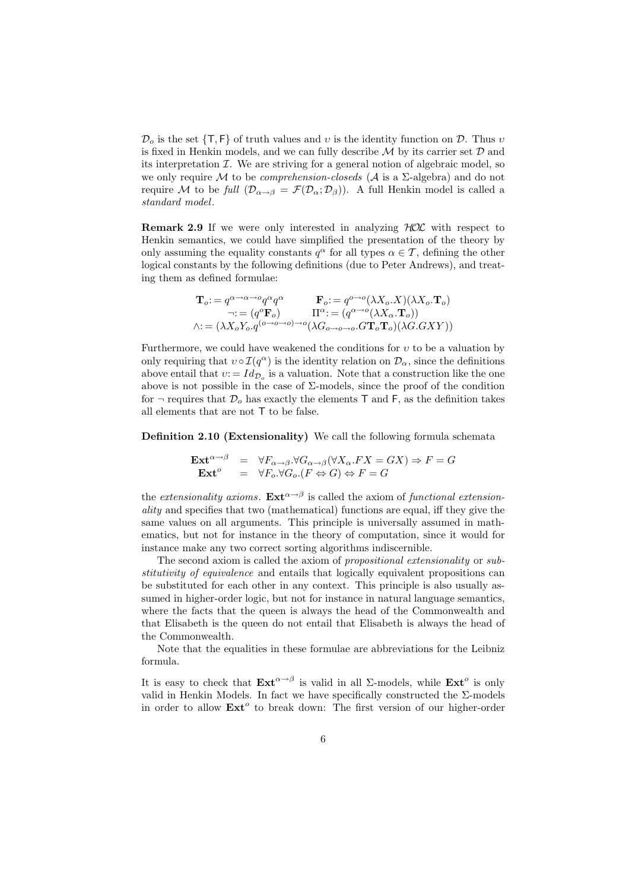$\mathcal{D}_o$ is the set $\{\mathsf{T}, \mathsf{F}\}$ of truth values and $\upsilon$ is the identity function on $\mathcal{D}$. Thus $\upsilon$ is fixed in Henkin models, and we can fully describe $\mathcal{M}$ by its carrier set $\mathcal{D}$ and its interpretation $\mathcal{I}$. We are striving for a general notion of algebraic model, so we only require $\mathcal{M}$ to be *comprehension-closeds* ($\mathcal{A}$ is a $\Sigma$-algebra) and do not require $\mathcal{M}$ to be *full* ($\mathcal{D}_{\alpha\to\beta} = \mathcal{F}(\mathcal{D}_\alpha; \mathcal{D}_\beta)$). A full Henkin model is called a *standard model*.

**Remark 2.9** If we were only interested in analyzing $\mathcal{HOL}$ with respect to Henkin semantics, we could have simplified the presentation of the theory by only assuming the equality constants $q^\alpha$ for all types $\alpha \in \mathcal{T}$, defining the other logical constants by the following definitions (due to Peter Andrews), and treating them as defined formulae:

$$\mathbf{T}_o := q^{\alpha\to\alpha\to o} q^\alpha q^\alpha \qquad \mathbf{F}_o := q^{o\to o}(\lambda X_o.X)(\lambda X_o.\mathbf{T}_o)$$
$$\neg := (q^o \mathbf{F}_o) \qquad \Pi^\alpha := (q^{\alpha\to o}(\lambda X_\alpha.\mathbf{T}_o))$$
$$\wedge := (\lambda X_o Y_o.q^{(o\to o\to o)\to o}(\lambda G_{o\to o\to o}.G\mathbf{T}_o\mathbf{T}_o)(\lambda G.GXY))$$

Furthermore, we could have weakened the conditions for $\upsilon$ to be a valuation by only requiring that $\upsilon \circ \mathcal{I}(q^\alpha)$ is the identity relation on $\mathcal{D}_\alpha$, since the definitions above entail that $\upsilon := Id_{\mathcal{D}_o}$ is a valuation. Note that a construction like the one above is not possible in the case of $\Sigma$-models, since the proof of the condition for $\neg$ requires that $\mathcal{D}_o$ has exactly the elements $\mathsf{T}$ and $\mathsf{F}$, as the definition takes all elements that are not $\mathsf{T}$ to be false.

**Definition 2.10 (Extensionality)** We call the following formula schemata

$$\begin{aligned}
\mathbf{Ext}^{\alpha\to\beta} &= \forall F_{\alpha\to\beta}.\forall G_{\alpha\to\beta}(\forall X_\alpha.FX = GX) \Rightarrow F = G \\
\mathbf{Ext}^o &= \forall F_o.\forall G_o.(F \Leftrightarrow G) \Leftrightarrow F = G
\end{aligned}$$

the *extensionality axioms*. $\mathbf{Ext}^{\alpha\to\beta}$ is called the axiom of *functional extensionality* and specifies that two (mathematical) functions are equal, iff they give the same values on all arguments. This principle is universally assumed in mathematics, but not for instance in the theory of computation, since it would for instance make any two correct sorting algorithms indiscernible.

The second axiom is called the axiom of *propositional extensionality* or *substitutivity of equivalence* and entails that logically equivalent propositions can be substituted for each other in any context. This principle is also usually assumed in higher-order logic, but not for instance in natural language semantics, where the facts that the queen is always the head of the Commonwealth and that Elisabeth is the queen do not entail that Elisabeth is always the head of the Commonwealth.

Note that the equalities in these formulae are abbreviations for the Leibniz formula.

It is easy to check that $\mathbf{Ext}^{\alpha\to\beta}$ is valid in all $\Sigma$-models, while $\mathbf{Ext}^o$ is only valid in Henkin Models. In fact we have specifically constructed the $\Sigma$-models in order to allow $\mathbf{Ext}^o$ to break down: The first version of our higher-order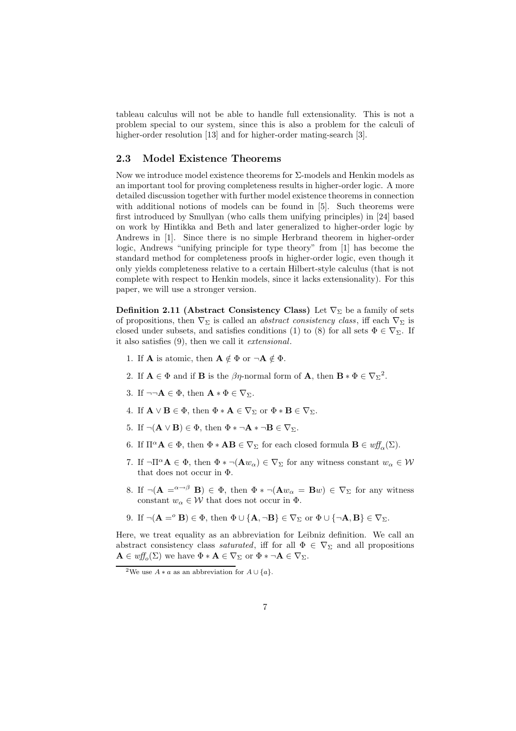tableau calculus will not be able to handle full extensionality. This is not a problem special to our system, since this is also a problem for the calculi of higher-order resolution [13] and for higher-order mating-search [3].

## 2.3 Model Existence Theorems

Now we introduce model existence theorems for Σ-models and Henkin models as an important tool for proving completeness results in higher-order logic. A more detailed discussion together with further model existence theorems in connection with additional notions of models can be found in [5]. Such theorems were first introduced by Smullyan (who calls them unifying principles) in [24] based on work by Hintikka and Beth and later generalized to higher-order logic by Andrews in [1]. Since there is no simple Herbrand theorem in higher-order logic, Andrews "unifying principle for type theory" from [1] has become the standard method for completeness proofs in higher-order logic, even though it only yields completeness relative to a certain Hilbert-style calculus (that is not complete with respect to Henkin models, since it lacks extensionality). For this paper, we will use a stronger version.

**Definition 2.11 (Abstract Consistency Class)** Let $\nabla_\Sigma$ be a family of sets of propositions, then $\nabla_\Sigma$ is called an *abstract consistency class*, iff each $\nabla_\Sigma$ is closed under subsets, and satisfies conditions (1) to (8) for all sets $\Phi \in \nabla_\Sigma$. If it also satisfies (9), then we call it *extensional*.

1. If $\mathbf{A}$ is atomic, then $\mathbf{A} \notin \Phi$ or $\neg\mathbf{A} \notin \Phi$.
2. If $\mathbf{A} \in \Phi$ and if $\mathbf{B}$ is the $\beta\eta$-normal form of $\mathbf{A}$, then $\mathbf{B} * \Phi \in \nabla_\Sigma$[2].
3. If $\neg\neg\mathbf{A} \in \Phi$, then $\mathbf{A} * \Phi \in \nabla_\Sigma$.
4. If $\mathbf{A} \vee \mathbf{B} \in \Phi$, then $\Phi * \mathbf{A} \in \nabla_\Sigma$ or $\Phi * \mathbf{B} \in \nabla_\Sigma$.
5. If $\neg(\mathbf{A} \vee \mathbf{B}) \in \Phi$, then $\Phi * \neg\mathbf{A} * \neg\mathbf{B} \in \nabla_\Sigma$.
6. If $\Pi^\alpha\mathbf{A} \in \Phi$, then $\Phi * \mathbf{AB} \in \nabla_\Sigma$ for each closed formula $\mathbf{B} \in \mathit{wff}_\alpha(\Sigma)$.
7. If $\neg\Pi^\alpha\mathbf{A} \in \Phi$, then $\Phi * \neg(\mathbf{A}w_\alpha) \in \nabla_\Sigma$ for any witness constant $w_\alpha \in \mathcal{W}$ that does not occur in $\Phi$.
8. If $\neg(\mathbf{A} =^{\alpha\to\beta} \mathbf{B}) \in \Phi$, then $\Phi * \neg(\mathbf{A}w_\alpha = \mathbf{B}w) \in \nabla_\Sigma$ for any witness constant $w_\alpha \in \mathcal{W}$ that does not occur in $\Phi$.
9. If $\neg(\mathbf{A} =^o \mathbf{B}) \in \Phi$, then $\Phi \cup \{\mathbf{A}, \neg\mathbf{B}\} \in \nabla_\Sigma$ or $\Phi \cup \{\neg\mathbf{A}, \mathbf{B}\} \in \nabla_\Sigma$.

Here, we treat equality as an abbreviation for Leibniz definition. We call an abstract consistency class *saturated*, iff for all $\Phi \in \nabla_\Sigma$ and all propositions $\mathbf{A} \in \mathit{wff}_o(\Sigma)$ we have $\Phi * \mathbf{A} \in \nabla_\Sigma$ or $\Phi * \neg\mathbf{A} \in \nabla_\Sigma$.

[2] We use $A * a$ as an abbreviation for $A \cup \{a\}$.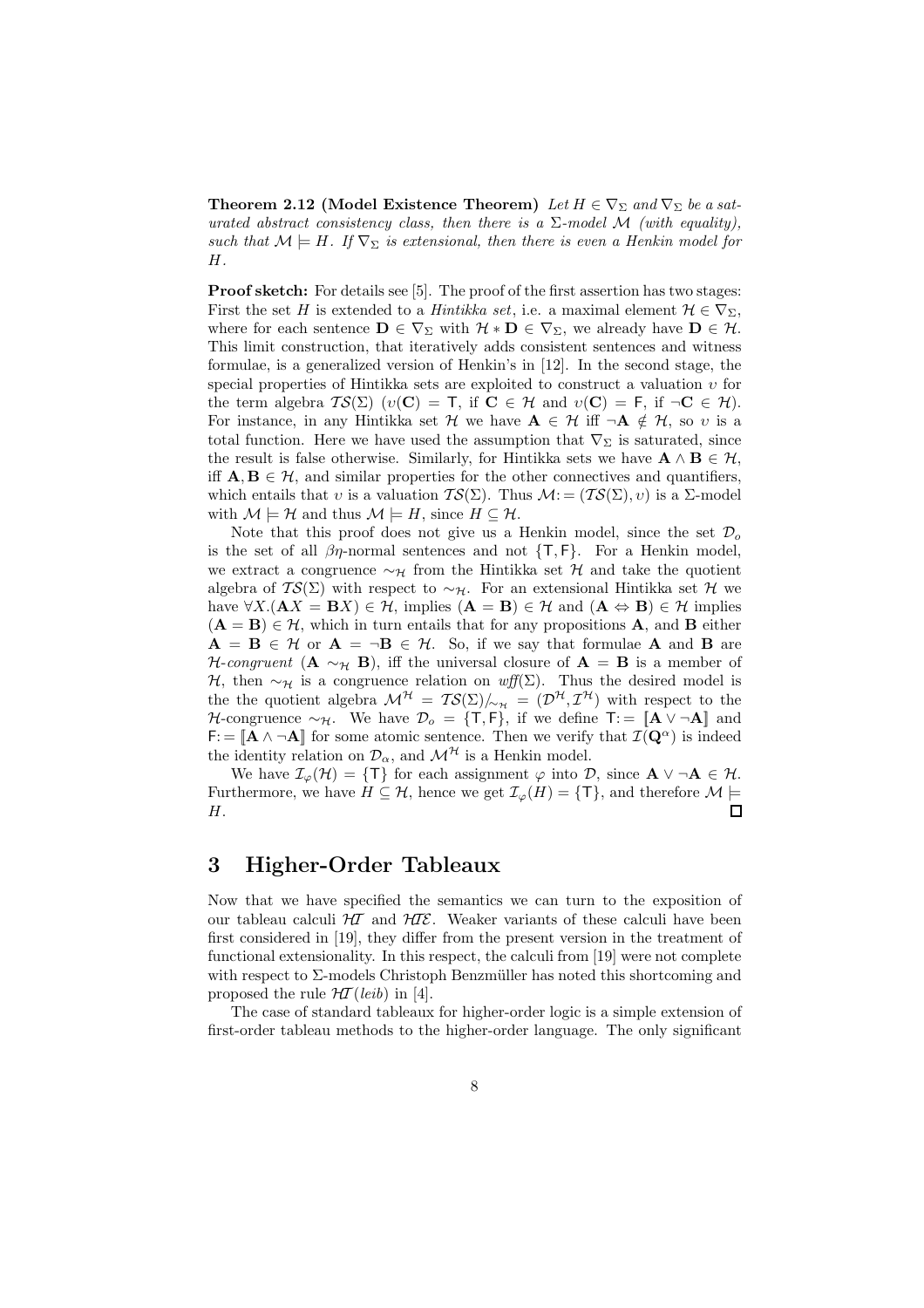**Theorem 2.12 (Model Existence Theorem)** *Let $H \in \nabla_\Sigma$ and $\nabla_\Sigma$ be a saturated abstract consistency class, then there is a $\Sigma$-model $\mathcal{M}$ (with equality), such that $\mathcal{M} \models H$. If $\nabla_\Sigma$ is extensional, then there is even a Henkin model for $H$.*

**Proof sketch:** For details see [5]. The proof of the first assertion has two stages: First the set $H$ is extended to a *Hintikka set*, i.e. a maximal element $\mathcal{H} \in \nabla_\Sigma$, where for each sentence $\mathbf{D} \in \nabla_\Sigma$ with $\mathcal{H} * \mathbf{D} \in \nabla_\Sigma$, we already have $\mathbf{D} \in \mathcal{H}$. This limit construction, that iteratively adds consistent sentences and witness formulae, is a generalized version of Henkin's in [12]. In the second stage, the special properties of Hintikka sets are exploited to construct a valuation $\upsilon$ for the term algebra $\mathcal{TS}(\Sigma)$ ($\upsilon(\mathbf{C}) = \mathsf{T}$, if $\mathbf{C} \in \mathcal{H}$ and $\upsilon(\mathbf{C}) = \mathsf{F}$, if $\neg\mathbf{C} \in \mathcal{H}$). For instance, in any Hintikka set $\mathcal{H}$ we have $\mathbf{A} \in \mathcal{H}$ iff $\neg\mathbf{A} \notin \mathcal{H}$, so $\upsilon$ is a total function. Here we have used the assumption that $\nabla_\Sigma$ is saturated, since the result is false otherwise. Similarly, for Hintikka sets we have $\mathbf{A} \wedge \mathbf{B} \in \mathcal{H}$, iff $\mathbf{A}, \mathbf{B} \in \mathcal{H}$, and similar properties for the other connectives and quantifiers, which entails that $\upsilon$ is a valuation $\mathcal{TS}(\Sigma)$. Thus $\mathcal{M} := (\mathcal{TS}(\Sigma), \upsilon)$ is a $\Sigma$-model with $\mathcal{M} \models \mathcal{H}$ and thus $\mathcal{M} \models H$, since $H \subseteq \mathcal{H}$.

Note that this proof does not give us a Henkin model, since the set $\mathcal{D}_o$ is the set of all $\beta\eta$-normal sentences and not $\{\mathsf{T}, \mathsf{F}\}$. For a Henkin model, we extract a congruence $\sim_\mathcal{H}$ from the Hintikka set $\mathcal{H}$ and take the quotient algebra of $\mathcal{TS}(\Sigma)$ with respect to $\sim_\mathcal{H}$. For an extensional Hintikka set $\mathcal{H}$ we have $\forall X.(\mathbf{A}X = \mathbf{B}X) \in \mathcal{H}$, implies $(\mathbf{A} = \mathbf{B}) \in \mathcal{H}$ and $(\mathbf{A} \Leftrightarrow \mathbf{B}) \in \mathcal{H}$ implies $(\mathbf{A} = \mathbf{B}) \in \mathcal{H}$, which in turn entails that for any propositions $\mathbf{A}$, and $\mathbf{B}$ either $\mathbf{A} = \mathbf{B} \in \mathcal{H}$ or $\mathbf{A} = \neg\mathbf{B} \in \mathcal{H}$. So, if we say that formulae $\mathbf{A}$ and $\mathbf{B}$ are *$\mathcal{H}$-congruent* ($\mathbf{A} \sim_\mathcal{H} \mathbf{B}$), iff the universal closure of $\mathbf{A} = \mathbf{B}$ is a member of $\mathcal{H}$, then $\sim_\mathcal{H}$ is a congruence relation on $\mathit{wff}(\Sigma)$. Thus the desired model is the the quotient algebra $\mathcal{M}^\mathcal{H} = \mathcal{TS}(\Sigma)/_{\sim_\mathcal{H}} = (\mathcal{D}^\mathcal{H}, \mathcal{I}^\mathcal{H})$ with respect to the $\mathcal{H}$-congruence $\sim_\mathcal{H}$. We have $\mathcal{D}_o = \{\mathsf{T}, \mathsf{F}\}$, if we define $\mathsf{T} := [\![\mathbf{A} \vee \neg\mathbf{A}]\!]$ and $\mathsf{F} := [\![\mathbf{A} \wedge \neg\mathbf{A}]\!]$ for some atomic sentence. Then we verify that $\mathcal{I}(\mathbf{Q}^\alpha)$ is indeed the identity relation on $\mathcal{D}_\alpha$, and $\mathcal{M}^\mathcal{H}$ is a Henkin model.

We have $\mathcal{I}_\varphi(\mathcal{H}) = \{\mathsf{T}\}$ for each assignment $\varphi$ into $\mathcal{D}$, since $\mathbf{A} \vee \neg\mathbf{A} \in \mathcal{H}$. Furthermore, we have $H \subseteq \mathcal{H}$, hence we get $\mathcal{I}_\varphi(H) = \{\mathsf{T}\}$, and therefore $\mathcal{M} \models H$. $\square$

# 3 Higher-Order Tableaux

Now that we have specified the semantics we can turn to the exposition of our tableau calculi $\mathcal{HT}$ and $\mathcal{HTE}$. Weaker variants of these calculi have been first considered in [19], they differ from the present version in the treatment of functional extensionality. In this respect, the calculi from [19] were not complete with respect to $\Sigma$-models Christoph Benzmüller has noted this shortcoming and proposed the rule $\mathcal{HT}(\mathit{leib})$ in [4].

The case of standard tableaux for higher-order logic is a simple extension of first-order tableau methods to the higher-order language. The only significant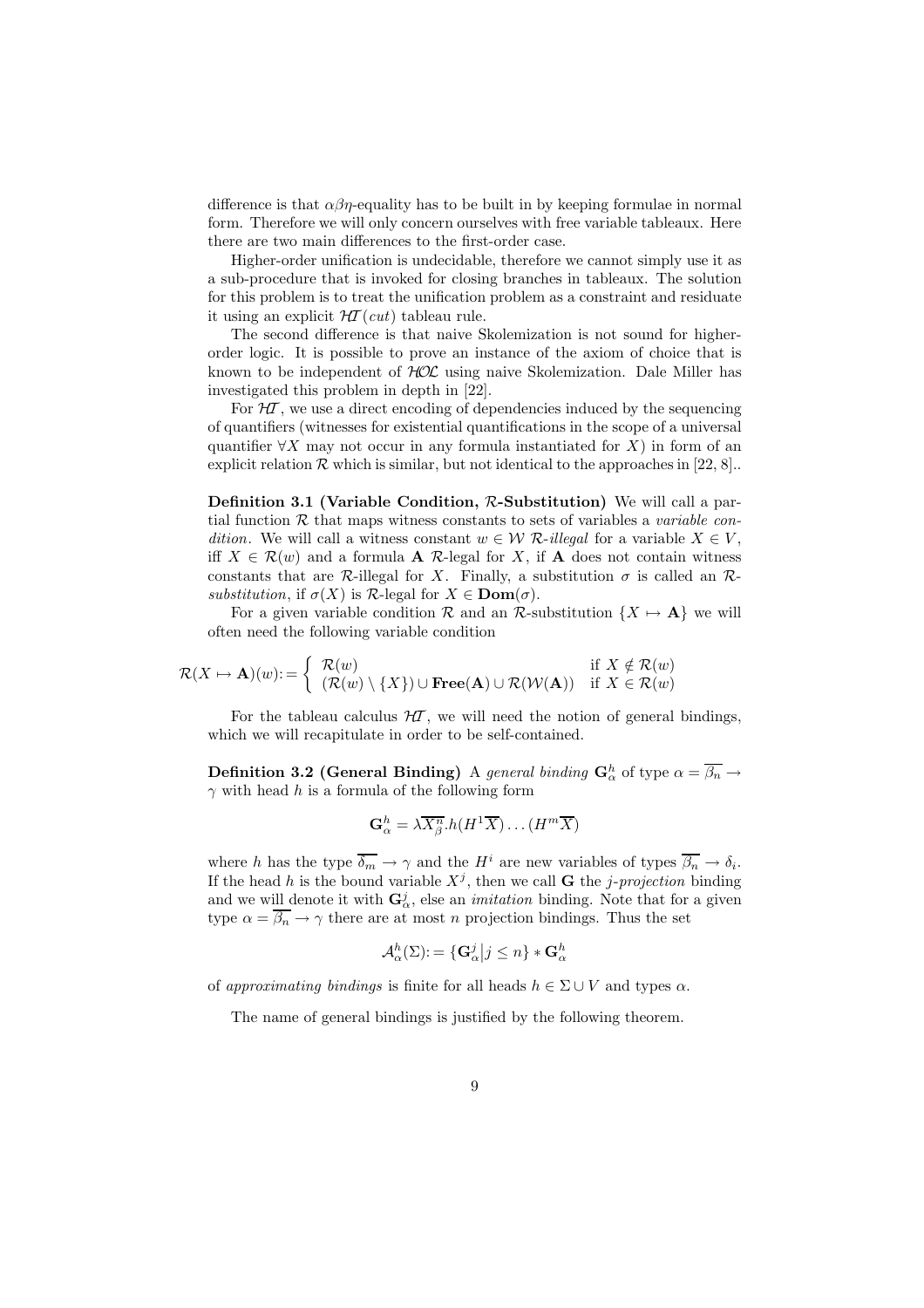difference is that $\alpha\beta\eta$-equality has to be built in by keeping formulae in normal form. Therefore we will only concern ourselves with free variable tableaux. Here there are two main differences to the first-order case.

Higher-order unification is undecidable, therefore we cannot simply use it as a sub-procedure that is invoked for closing branches in tableaux. The solution for this problem is to treat the unification problem as a constraint and residuate it using an explicit $\mathcal{HT}(cut)$ tableau rule.

The second difference is that naive Skolemization is not sound for higher-order logic. It is possible to prove an instance of the axiom of choice that is known to be independent of $\mathcal{HOL}$ using naive Skolemization. Dale Miller has investigated this problem in depth in [22].

For $\mathcal{HT}$, we use a direct encoding of dependencies induced by the sequencing of quantifiers (witnesses for existential quantifications in the scope of a universal quantifier $\forall X$ may not occur in any formula instantiated for $X$) in form of an explicit relation $\mathcal{R}$ which is similar, but not identical to the approaches in [22, 8]..

**Definition 3.1 (Variable Condition, $\mathcal{R}$-Substitution)** We will call a partial function $\mathcal{R}$ that maps witness constants to sets of variables a *variable condition*. We will call a witness constant $w \in \mathcal{W}$ $\mathcal{R}$*-illegal* for a variable $X \in V$, iff $X \in \mathcal{R}(w)$ and a formula $\mathbf{A}$ $\mathcal{R}$-legal for $X$, if $\mathbf{A}$ does not contain witness constants that are $\mathcal{R}$-illegal for $X$. Finally, a substitution $\sigma$ is called an $\mathcal{R}$*-substitution*, if $\sigma(X)$ is $\mathcal{R}$-legal for $X \in \mathbf{Dom}(\sigma)$.

For a given variable condition $\mathcal{R}$ and an $\mathcal{R}$-substitution $\{X \mapsto \mathbf{A}\}$ we will often need the following variable condition

$$\mathcal{R}(X \mapsto \mathbf{A})(w) := \begin{cases} \mathcal{R}(w) & \text{if } X \notin \mathcal{R}(w) \\ (\mathcal{R}(w) \setminus \{X\}) \cup \mathbf{Free}(\mathbf{A}) \cup \mathcal{R}(\mathcal{W}(\mathbf{A})) & \text{if } X \in \mathcal{R}(w) \end{cases}$$

For the tableau calculus $\mathcal{HT}$, we will need the notion of general bindings, which we will recapitulate in order to be self-contained.

**Definition 3.2 (General Binding)** A *general binding* $\mathbf{G}^h_\alpha$ of type $\alpha = \overline{\beta_n} \to \gamma$ with head $h$ is a formula of the following form

$$\mathbf{G}^h_\alpha = \lambda \overline{X^n_\beta}.h(H^1\overline{X}) \ldots (H^m\overline{X})$$

where $h$ has the type $\overline{\delta_m} \to \gamma$ and the $H^i$ are new variables of types $\overline{\beta_n} \to \delta_i$. If the head $h$ is the bound variable $X^j$, then we call $\mathbf{G}$ the $j$*-projection* binding and we will denote it with $\mathbf{G}^j_\alpha$, else an *imitation* binding. Note that for a given type $\alpha = \overline{\beta_n} \to \gamma$ there are at most $n$ projection bindings. Thus the set

$$\mathcal{A}^h_\alpha(\Sigma) := \{\mathbf{G}^j_\alpha \big| j \leq n\} * \mathbf{G}^h_\alpha$$

of *approximating bindings* is finite for all heads $h \in \Sigma \cup V$ and types $\alpha$.

The name of general bindings is justified by the following theorem.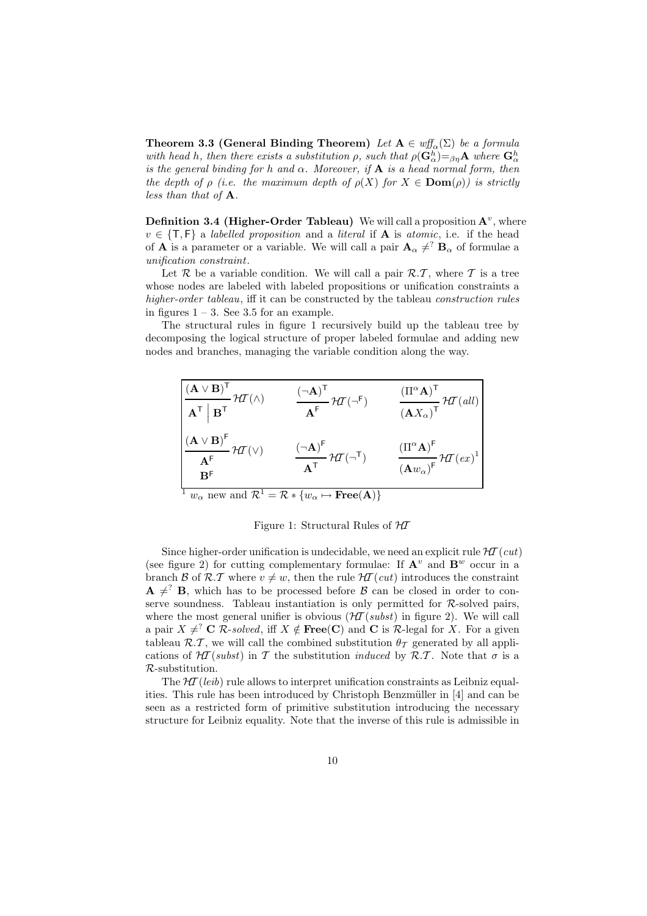**Theorem 3.3 (General Binding Theorem)** *Let $\mathbf{A} \in wff_\alpha(\Sigma)$ be a formula with head $h$, then there exists a substitution $\rho$, such that $\rho(\mathbf{G}^h_\alpha) =_{\beta\eta} \mathbf{A}$ where $\mathbf{G}^h_\alpha$ is the general binding for $h$ and $\alpha$. Moreover, if $\mathbf{A}$ is a head normal form, then the depth of $\rho$ (i.e. the maximum depth of $\rho(X)$ for $X \in \mathbf{Dom}(\rho)$) is strictly less than that of $\mathbf{A}$.*

**Definition 3.4 (Higher-Order Tableau)** We will call a proposition $\mathbf{A}^v$, where $v \in \{\mathsf{T}, \mathsf{F}\}$ a *labelled proposition* and a *literal* if $\mathbf{A}$ is *atomic*, i.e. if the head of $\mathbf{A}$ is a parameter or a variable. We will call a pair $\mathbf{A}_\alpha \neq^? \mathbf{B}_\alpha$ of formulae a *unification constraint*.

Let $\mathcal{R}$ be a variable condition. We will call a pair $\mathcal{R}.\mathcal{T}$, where $\mathcal{T}$ is a tree whose nodes are labeled with labeled propositions or unification constraints a *higher-order tableau*, iff it can be constructed by the tableau *construction rules* in figures 1 – 3. See 3.5 for an example.

The structural rules in figure 1 recursively build up the tableau tree by decomposing the logical structure of proper labeled formulae and adding new nodes and branches, managing the variable condition along the way.

$$\frac{(\mathbf{A} \vee \mathbf{B})^\mathsf{T}}{\mathbf{A}^\mathsf{T} \mid \mathbf{B}^\mathsf{T}} \mathcal{HT}(\wedge) \qquad \frac{(\neg \mathbf{A})^\mathsf{T}}{\mathbf{A}^\mathsf{F}} \mathcal{HT}(\neg^\mathsf{F}) \qquad \frac{(\Pi^\alpha \mathbf{A})^\mathsf{T}}{(\mathbf{A} X_\alpha)^\mathsf{T}} \mathcal{HT}(all)$$

$$\frac{(\mathbf{A} \vee \mathbf{B})^\mathsf{F}}{\begin{array}{c}\mathbf{A}^\mathsf{F} \\ \mathbf{B}^\mathsf{F}\end{array}} \mathcal{HT}(\vee) \qquad \frac{(\neg \mathbf{A})^\mathsf{F}}{\mathbf{A}^\mathsf{T}} \mathcal{HT}(\neg^\mathsf{T}) \qquad \frac{(\Pi^\alpha \mathbf{A})^\mathsf{F}}{(\mathbf{A} w_\alpha)^\mathsf{F}} \mathcal{HT}(ex)^1$$

[1] $w_\alpha$ new and $\mathcal{R}^1 = \mathcal{R} * \{w_\alpha \mapsto \mathbf{Free}(\mathbf{A})\}$

Figure 1: Structural Rules of $\mathcal{HT}$

Since higher-order unification is undecidable, we need an explicit rule $\mathcal{HT}(cut)$ (see figure 2) for cutting complementary formulae: If $\mathbf{A}^v$ and $\mathbf{B}^w$ occur in a branch $\mathcal{B}$ of $\mathcal{R}.\mathcal{T}$ where $v \neq w$, then the rule $\mathcal{HT}(cut)$ introduces the constraint $\mathbf{A} \neq^? \mathbf{B}$, which has to be processed before $\mathcal{B}$ can be closed in order to conserve soundness. Tableau instantiation is only permitted for $\mathcal{R}$-solved pairs, where the most general unifier is obvious ($\mathcal{HT}(subst)$ in figure 2). We will call a pair $X \neq^? \mathbf{C}$ $\mathcal{R}$-*solved*, iff $X \notin \mathbf{Free}(\mathbf{C})$ and $\mathbf{C}$ is $\mathcal{R}$-legal for $X$. For a given tableau $\mathcal{R}.\mathcal{T}$, we will call the combined substitution $\theta_\mathcal{T}$ generated by all applications of $\mathcal{HT}(subst)$ in $\mathcal{T}$ the substitution *induced* by $\mathcal{R}.\mathcal{T}$. Note that $\sigma$ is a $\mathcal{R}$-substitution.

The $\mathcal{HT}(leib)$ rule allows to interpret unification constraints as Leibniz equalities. This rule has been introduced by Christoph Benzmüller in [4] and can be seen as a restricted form of primitive substitution introducing the necessary structure for Leibniz equality. Note that the inverse of this rule is admissible in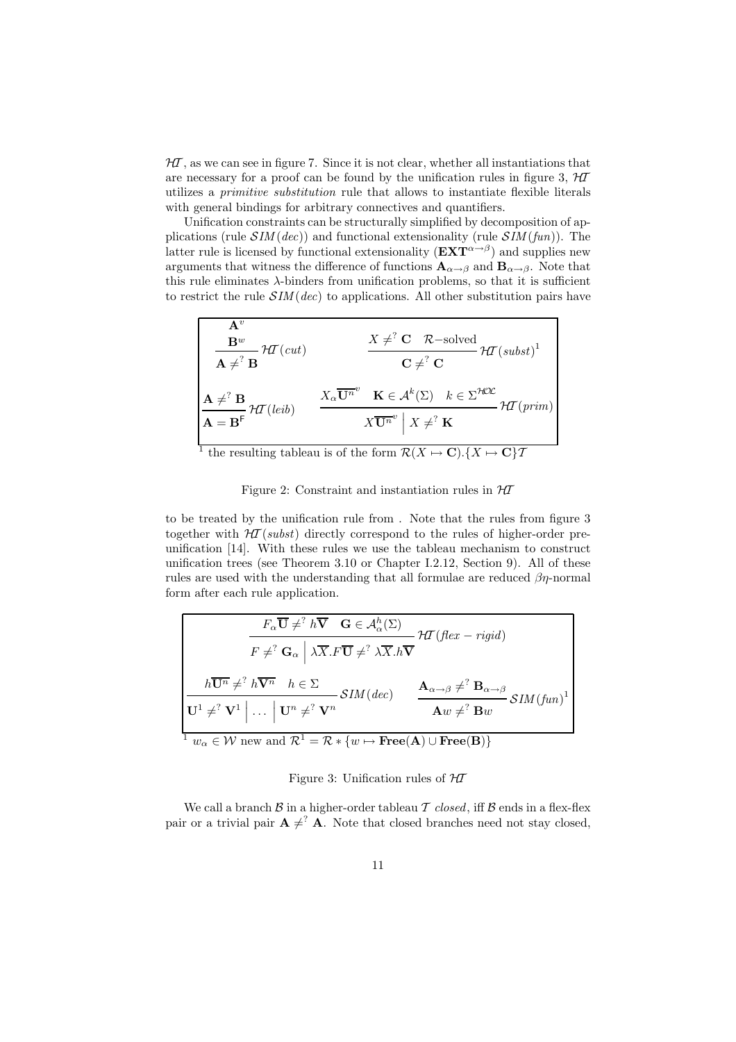$\mathcal{HT}$, as we can see in figure 7. Since it is not clear, whether all instantiations that are necessary for a proof can be found by the unification rules in figure 3, $\mathcal{HT}$ utilizes a *primitive substitution* rule that allows to instantiate flexible literals with general bindings for arbitrary connectives and quantifiers.

Unification constraints can be structurally simplified by decomposition of applications (rule $\mathcal{SIM}(dec)$) and functional extensionality (rule $\mathcal{SIM}(fun)$). The latter rule is licensed by functional extensionality ($\mathbf{EXT}^{\alpha\to\beta}$) and supplies new arguments that witness the difference of functions $\mathbf{A}_{\alpha\to\beta}$ and $\mathbf{B}_{\alpha\to\beta}$. Note that this rule eliminates $\lambda$-binders from unification problems, so that it is sufficient to restrict the rule $\mathcal{SIM}(dec)$ to applications. All other substitution pairs have

$$\frac{\begin{array}{c}\mathbf{A}^v\\ \mathbf{B}^w\end{array}}{\mathbf{A} \neq^? \mathbf{B}}\,\mathcal{HT}(cut) \qquad \frac{X \neq^? \mathbf{C} \quad \mathcal{R}\text{−solved}}{\mathbf{C} \neq^? \mathbf{C}}\,\mathcal{HT}(subst)^1$$

$$\frac{\mathbf{A} \neq^? \mathbf{B}}{\mathbf{A} = \mathbf{B}^{\mathsf{F}}}\,\mathcal{HT}(leib) \qquad \frac{X_\alpha \overline{\mathbf{U}^n}^v \quad \mathbf{K} \in \mathcal{A}^k(\Sigma) \quad k \in \Sigma^{\mathcal{HOL}}}{X\overline{\mathbf{U}^n}^v \;\Big|\; X \neq^? \mathbf{K}}\,\mathcal{HT}(prim)$$

[1] the resulting tableau is of the form $\mathcal{R}(X \mapsto \mathbf{C}).\{X \mapsto \mathbf{C}\}\mathcal{T}$

Figure 2: Constraint and instantiation rules in $\mathcal{HT}$

to be treated by the unification rule from . Note that the rules from figure 3 together with $\mathcal{HT}(subst)$ directly correspond to the rules of higher-order pre-unification [14]. With these rules we use the tableau mechanism to construct unification trees (see Theorem 3.10 or Chapter I.2.12, Section 9). All of these rules are used with the understanding that all formulae are reduced $\beta\eta$-normal form after each rule application.

$$\frac{F_\alpha \overline{\mathbf{U}} \neq^? h\overline{\mathbf{V}} \quad \mathbf{G} \in \mathcal{A}^h_\alpha(\Sigma)}{F \neq^? \mathbf{G}_\alpha \;\Big|\; \lambda\overline{X}.F\overline{\mathbf{U}} \neq^? \lambda\overline{X}.h\overline{\mathbf{V}}}\,\mathcal{HT}(\mathit{flex-rigid})$$

$$\frac{h\overline{\mathbf{U}^n} \neq^? h\overline{\mathbf{V}^n} \quad h \in \Sigma}{\mathbf{U}^1 \neq^? \mathbf{V}^1 \;\Big|\; \dots \;\Big|\; \mathbf{U}^n \neq^? \mathbf{V}^n}\,\mathcal{SIM}(dec) \qquad \frac{\mathbf{A}_{\alpha\to\beta} \neq^? \mathbf{B}_{\alpha\to\beta}}{\mathbf{A}w \neq^? \mathbf{B}w}\,\mathcal{SIM}(fun)^1$$

[1] $w_\alpha \in \mathcal{W}$ new and $\mathcal{R}^1 = \mathcal{R} * \{w \mapsto \mathbf{Free}(\mathbf{A}) \cup \mathbf{Free}(\mathbf{B})\}$

Figure 3: Unification rules of $\mathcal{HT}$

We call a branch $\mathcal{B}$ in a higher-order tableau $\mathcal{T}$ *closed*, iff $\mathcal{B}$ ends in a flex-flex pair or a trivial pair $\mathbf{A} \neq^? \mathbf{A}$. Note that closed branches need not stay closed,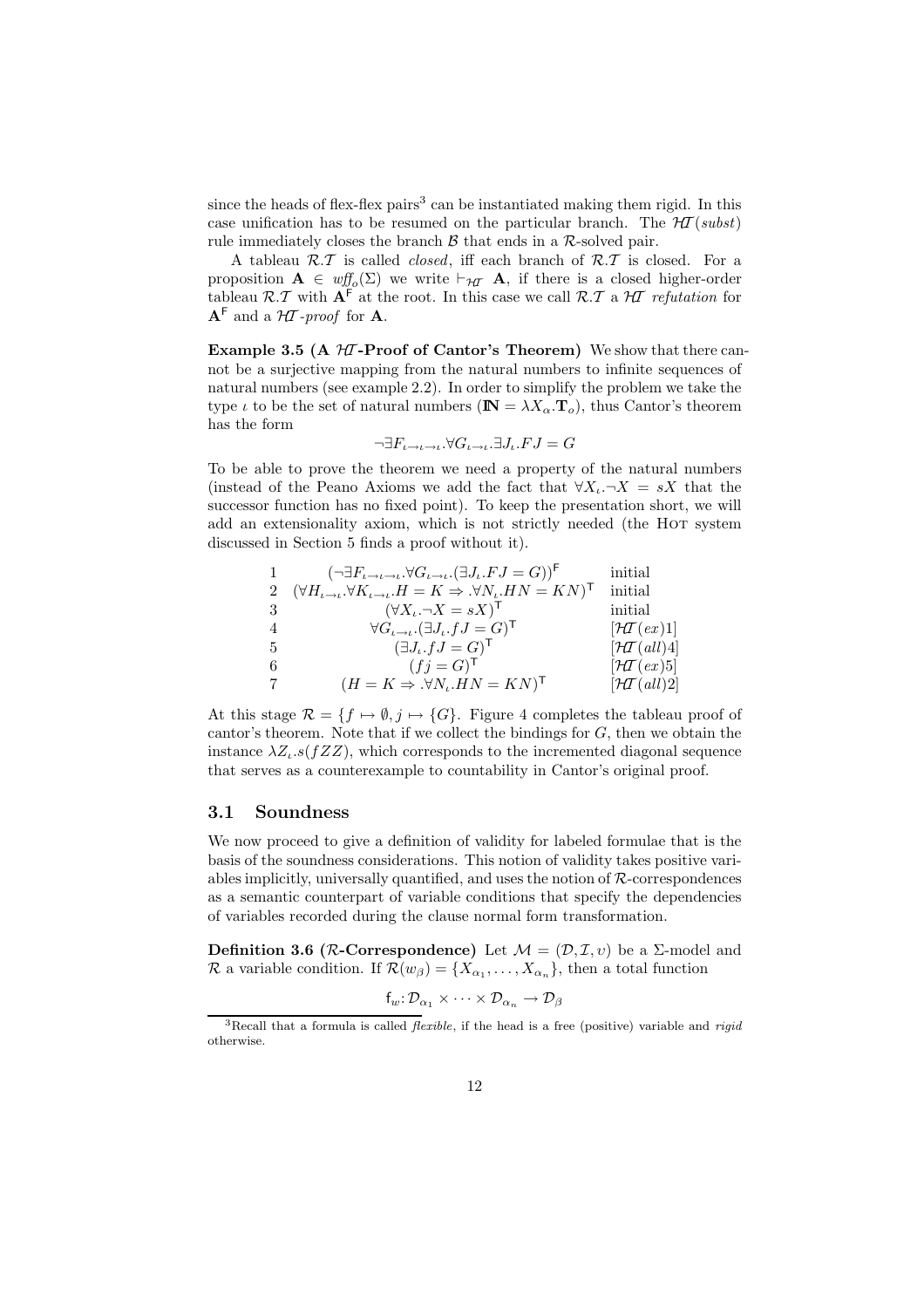since the heads of flex-flex pairs[3] can be instantiated making them rigid. In this case unification has to be resumed on the particular branch. The $\mathcal{HT}(subst)$ rule immediately closes the branch $\mathcal{B}$ that ends in a $\mathcal{R}$-solved pair.

A tableau $\mathcal{R}.\mathcal{T}$ is called *closed*, iff each branch of $\mathcal{R}.\mathcal{T}$ is closed. For a proposition $\mathbf{A} \in \mathit{wff}_o(\Sigma)$ we write $\vdash_{\mathcal{HT}} \mathbf{A}$, if there is a closed higher-order tableau $\mathcal{R}.\mathcal{T}$ with $\mathbf{A}^{\mathsf{F}}$ at the root. In this case we call $\mathcal{R}.\mathcal{T}$ a $\mathcal{HT}$ *refutation* for $\mathbf{A}^{\mathsf{F}}$ and a $\mathcal{HT}$*-proof* for $\mathbf{A}$.

**Example 3.5 (A $\mathcal{HT}$-Proof of Cantor's Theorem)** We show that there cannot be a surjective mapping from the natural numbers to infinite sequences of natural numbers (see example 2.2). In order to simplify the problem we take the type $\iota$ to be the set of natural numbers ($\mathbb{N} = \lambda X_\alpha.\mathbf{T}_o$), thus Cantor's theorem has the form

$$\neg\exists F_{\iota\to\iota\to\iota}.\forall G_{\iota\to\iota}.\exists J_\iota.FJ = G$$

To be able to prove the theorem we need a property of the natural numbers (instead of the Peano Axioms we add the fact that $\forall X_\iota.\neg X = sX$ that the successor function has no fixed point). To keep the presentation short, we will add an extensionality axiom, which is not strictly needed (the Hot system discussed in Section 5 finds a proof without it).

| | | |
|---|---|---|
| 1 | $(\neg\exists F_{\iota\to\iota\to\iota}.\forall G_{\iota\to\iota}.(\exists J_\iota.FJ = G))^{\mathsf{F}}$ | initial |
| 2 | $(\forall H_{\iota\to\iota}.\forall K_{\iota\to\iota}.H = K \Rightarrow .\forall N_\iota.HN = KN)^{\mathsf{T}}$ | initial |
| 3 | $(\forall X_\iota.\neg X = sX)^{\mathsf{T}}$ | initial |
| 4 | $\forall G_{\iota\to\iota}.(\exists J_\iota.fJ = G)^{\mathsf{T}}$ | $[\mathcal{HT}(ex)1]$ |
| 5 | $(\exists J_\iota.fJ = G)^{\mathsf{T}}$ | $[\mathcal{HT}(all)4]$ |
| 6 | $(fj = G)^{\mathsf{T}}$ | $[\mathcal{HT}(ex)5]$ |
| 7 | $(H = K \Rightarrow .\forall N_\iota.HN = KN)^{\mathsf{T}}$ | $[\mathcal{HT}(all)2]$ |

At this stage $\mathcal{R} = \{f \mapsto \emptyset, j \mapsto \{G\}$. Figure 4 completes the tableau proof of cantor's theorem. Note that if we collect the bindings for $G$, then we obtain the instance $\lambda Z_\iota.s(fZZ)$, which corresponds to the incremented diagonal sequence that serves as a counterexample to countability in Cantor's original proof.

## 3.1 Soundness

We now proceed to give a definition of validity for labeled formulae that is the basis of the soundness considerations. This notion of validity takes positive variables implicitly, universally quantified, and uses the notion of $\mathcal{R}$-correspondences as a semantic counterpart of variable conditions that specify the dependencies of variables recorded during the clause normal form transformation.

**Definition 3.6 ($\mathcal{R}$-Correspondence)** Let $\mathcal{M} = (\mathcal{D}, \mathcal{I}, \upsilon)$ be a $\Sigma$-model and $\mathcal{R}$ a variable condition. If $\mathcal{R}(w_\beta) = \{X_{\alpha_1}, \ldots, X_{\alpha_n}\}$, then a total function

$$\mathsf{f}_w : \mathcal{D}_{\alpha_1} \times \cdots \times \mathcal{D}_{\alpha_n} \to \mathcal{D}_\beta$$

[3] Recall that a formula is called *flexible*, if the head is a free (positive) variable and *rigid* otherwise.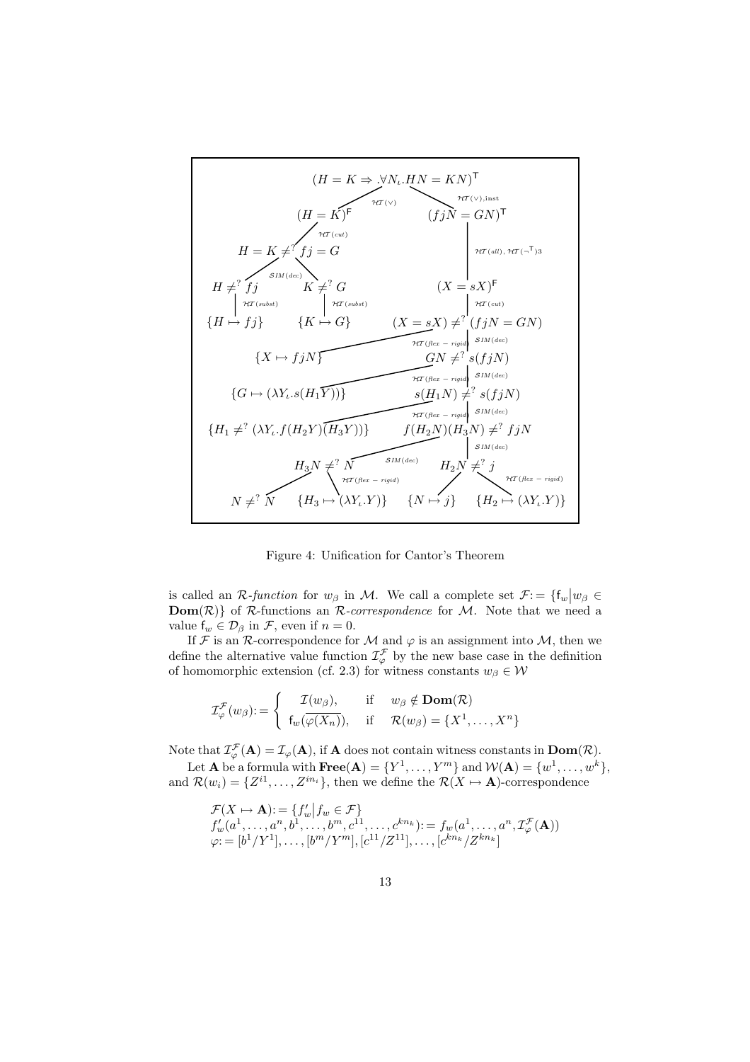$$(H = K \Rightarrow .\forall N_\iota.HN = KN)^{\mathsf{T}}$$

$\mathcal{HT}(\vee)$ ; $\mathcal{HT}(\vee),\text{inst}$

$(H = K)^{\mathsf{F}}$ $\qquad$ $(fjN = GN)^{\mathsf{T}}$

$\mathcal{HT}(cut)$ ; $\mathcal{HT}(all), \mathcal{HT}(\neg^{\mathsf{T}})3$

$H = K \neq^? fj = G$

$\mathcal{SIM}(dec)$

$H \neq^? fj$ $\qquad$ $K \neq^? G$ $\qquad$ $(X = sX)^{\mathsf{F}}$

$\mathcal{HT}(subst)$ ; $\mathcal{HT}(subst)$ ; $\mathcal{HT}(cut)$

$\{H \mapsto fj\}$ $\qquad$ $\{K \mapsto G\}$ $\qquad$ $(X = sX) \neq^? (fjN = GN)$

$\mathcal{HT}(flex-rigid)$ ; $\mathcal{SIM}(dec)$

$\{X \mapsto fjN\}$ $\qquad$ $GN \neq^? s(fjN)$

$\mathcal{HT}(flex-rigid)$ ; $\mathcal{SIM}(dec)$

$\{G \mapsto (\lambda Y_\iota.s(H_1 Y))\}$ $\qquad$ $s(H_1 N) \neq^? s(fjN)$

$\mathcal{HT}(flex-rigid)$ ; $\mathcal{SIM}(dec)$

$\{H_1 \neq^? (\lambda Y_\iota.f(H_2 Y)(H_3 Y))\}$ $\qquad$ $f(H_2 N)(H_3 N) \neq^? fjN$

$\mathcal{SIM}(dec)$

$H_3 N \neq^? N$ $\qquad$ $H_2 N \neq^? j$

$\mathcal{HT}(flex-rigid)$ ; $\mathcal{HT}(flex-rigid)$

$N \neq^? N$ $\qquad$ $\{H_3 \mapsto (\lambda Y_\iota.Y)\}$ $\qquad$ $\{N \mapsto j\}$ $\qquad$ $\{H_2 \mapsto (\lambda Y_\iota.Y)\}$

Figure 4: Unification for Cantor's Theorem

is called an $\mathcal{R}$-*function* for $w_\beta$ in $\mathcal{M}$. We call a complete set $\mathcal{F} := \{\mathsf{f}_w | w_\beta \in \mathbf{Dom}(\mathcal{R})\}$ of $\mathcal{R}$-functions an $\mathcal{R}$-*correspondence* for $\mathcal{M}$. Note that we need a value $\mathsf{f}_w \in \mathcal{D}_\beta$ in $\mathcal{F}$, even if $n = 0$.

If $\mathcal{F}$ is an $\mathcal{R}$-correspondence for $\mathcal{M}$ and $\varphi$ is an assignment into $\mathcal{M}$, then we define the alternative value function $\mathcal{I}_\varphi^{\mathcal{F}}$ by the new base case in the definition of homomorphic extension (cf. 2.3) for witness constants $w_\beta \in \mathcal{W}$

$$\mathcal{I}_\varphi^{\mathcal{F}}(w_\beta) := \begin{cases} \mathcal{I}(w_\beta), & \text{if} \quad w_\beta \notin \mathbf{Dom}(\mathcal{R}) \\ \mathsf{f}_w(\overline{\varphi(X_n)}), & \text{if} \quad \mathcal{R}(w_\beta) = \{X^1, \ldots, X^n\} \end{cases}$$

Note that $\mathcal{I}_\varphi^{\mathcal{F}}(\mathbf{A}) = \mathcal{I}_\varphi(\mathbf{A})$, if $\mathbf{A}$ does not contain witness constants in $\mathbf{Dom}(\mathcal{R})$.

Let $\mathbf{A}$ be a formula with $\mathbf{Free}(\mathbf{A}) = \{Y^1, \ldots, Y^m\}$ and $\mathcal{W}(\mathbf{A}) = \{w^1, \ldots, w^k\}$, and $\mathcal{R}(w_i) = \{Z^{i1}, \ldots, Z^{in_i}\}$, then we define the $\mathcal{R}(X \mapsto \mathbf{A})$-correspondence

$$\begin{aligned}
&\mathcal{F}(X \mapsto \mathbf{A}) := \{f'_w | f_w \in \mathcal{F}\} \\
&f'_w(a^1, \ldots, a^n, b^1, \ldots, b^m, c^{11}, \ldots, c^{kn_k}) := f_w(a^1, \ldots, a^n, \mathcal{I}_\varphi^{\mathcal{F}}(\mathbf{A})) \\
&\varphi := [b^1/Y^1], \ldots, [b^m/Y^m], [c^{11}/Z^{11}], \ldots, [c^{kn_k}/Z^{kn_k}]
\end{aligned}$$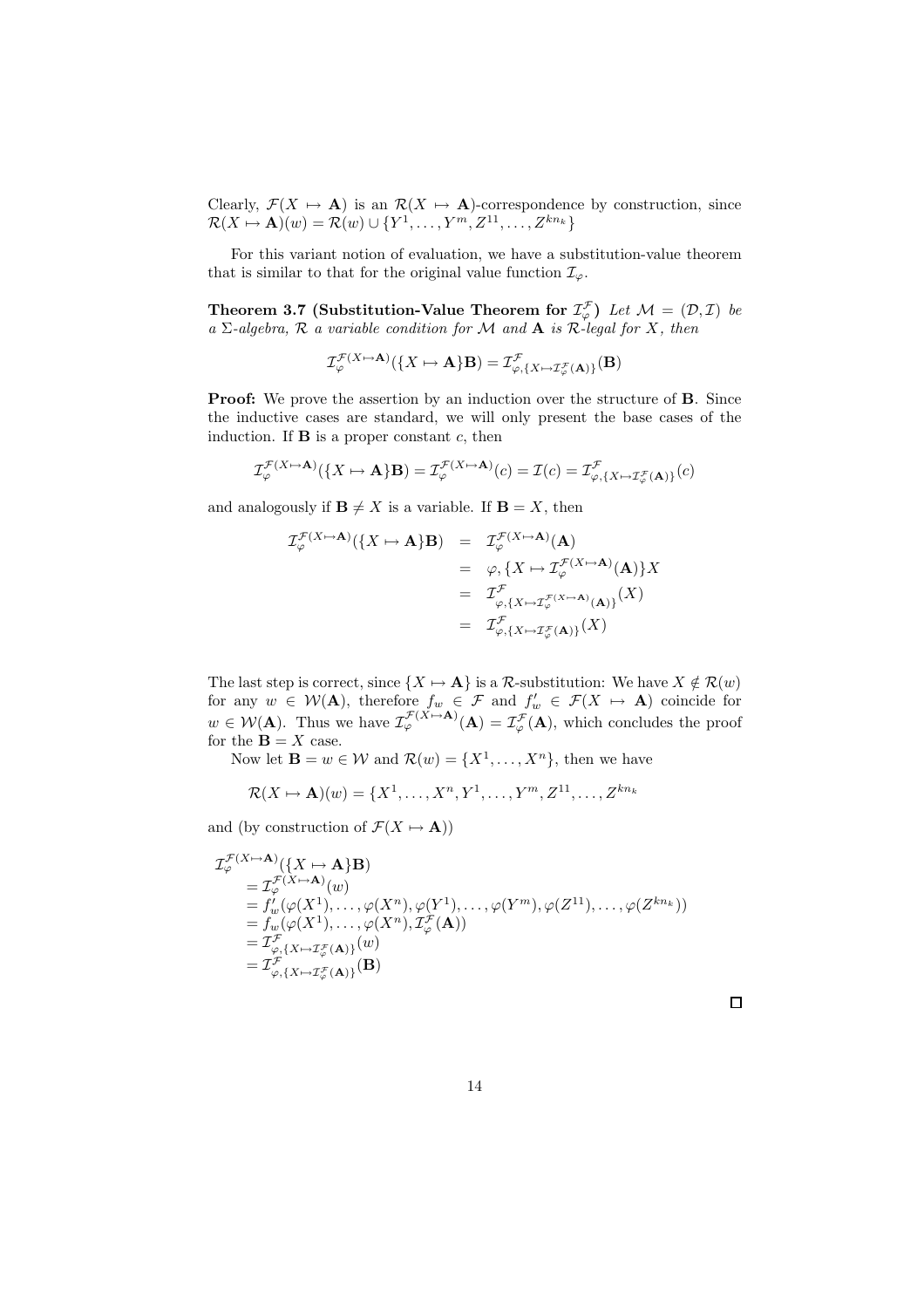Clearly, $\mathcal{F}(X \mapsto \mathbf{A})$ is an $\mathcal{R}(X \mapsto \mathbf{A})$-correspondence by construction, since $\mathcal{R}(X \mapsto \mathbf{A})(w) = \mathcal{R}(w) \cup \{Y^1, \ldots, Y^m, Z^{11}, \ldots, Z^{kn_k}\}$

For this variant notion of evaluation, we have a substitution-value theorem that is similar to that for the original value function $\mathcal{I}_\varphi$.

**Theorem 3.7 (Substitution-Value Theorem for $\mathcal{I}_\varphi^\mathcal{F}$)** *Let $\mathcal{M} = (\mathcal{D}, \mathcal{I})$ be a $\Sigma$-algebra, $\mathcal{R}$ a variable condition for $\mathcal{M}$ and $\mathbf{A}$ is $\mathcal{R}$-legal for $X$, then*

$$\mathcal{I}_\varphi^{\mathcal{F}(X \mapsto \mathbf{A})}(\{X \mapsto \mathbf{A}\}\mathbf{B}) = \mathcal{I}^\mathcal{F}_{\varphi,\{X \mapsto \mathcal{I}_\varphi^\mathcal{F}(\mathbf{A})\}}(\mathbf{B})$$

**Proof:** We prove the assertion by an induction over the structure of $\mathbf{B}$. Since the inductive cases are standard, we will only present the base cases of the induction. If $\mathbf{B}$ is a proper constant $c$, then

$$\mathcal{I}_\varphi^{\mathcal{F}(X \mapsto \mathbf{A})}(\{X \mapsto \mathbf{A}\}\mathbf{B}) = \mathcal{I}_\varphi^{\mathcal{F}(X \mapsto \mathbf{A})}(c) = \mathcal{I}(c) = \mathcal{I}^\mathcal{F}_{\varphi,\{X \mapsto \mathcal{I}_\varphi^\mathcal{F}(\mathbf{A})\}}(c)$$

and analogously if $\mathbf{B} \neq X$ is a variable. If $\mathbf{B} = X$, then

$$\begin{aligned}
\mathcal{I}_\varphi^{\mathcal{F}(X \mapsto \mathbf{A})}(\{X \mapsto \mathbf{A}\}\mathbf{B}) &= \mathcal{I}_\varphi^{\mathcal{F}(X \mapsto \mathbf{A})}(\mathbf{A}) \\
&= \varphi, \{X \mapsto \mathcal{I}_\varphi^{\mathcal{F}(X \mapsto \mathbf{A})}(\mathbf{A})\}X \\
&= \mathcal{I}^\mathcal{F}_{\varphi,\{X \mapsto \mathcal{I}_\varphi^{\mathcal{F}(X \mapsto \mathbf{A})}(\mathbf{A})\}}(X) \\
&= \mathcal{I}^\mathcal{F}_{\varphi,\{X \mapsto \mathcal{I}_\varphi^\mathcal{F}(\mathbf{A})\}}(X)
\end{aligned}$$

The last step is correct, since $\{X \mapsto \mathbf{A}\}$ is a $\mathcal{R}$-substitution: We have $X \notin \mathcal{R}(w)$ for any $w \in \mathcal{W}(\mathbf{A})$, therefore $f_w \in \mathcal{F}$ and $f'_w \in \mathcal{F}(X \mapsto \mathbf{A})$ coincide for $w \in \mathcal{W}(\mathbf{A})$. Thus we have $\mathcal{I}_\varphi^{\mathcal{F}(X \mapsto \mathbf{A})}(\mathbf{A}) = \mathcal{I}_\varphi^\mathcal{F}(\mathbf{A})$, which concludes the proof for the $\mathbf{B} = X$ case.

Now let $\mathbf{B} = w \in \mathcal{W}$ and $\mathcal{R}(w) = \{X^1, \ldots, X^n\}$, then we have

$$\mathcal{R}(X \mapsto \mathbf{A})(w) = \{X^1, \ldots, X^n, Y^1, \ldots, Y^m, Z^{11}, \ldots, Z^{kn_k}$$

and (by construction of $\mathcal{F}(X \mapsto \mathbf{A})$)

$$\begin{aligned}
&\mathcal{I}_\varphi^{\mathcal{F}(X \mapsto \mathbf{A})}(\{X \mapsto \mathbf{A}\}\mathbf{B}) \\
&= \mathcal{I}_\varphi^{\mathcal{F}(X \mapsto \mathbf{A})}(w) \\
&= f'_w(\varphi(X^1), \ldots, \varphi(X^n), \varphi(Y^1), \ldots, \varphi(Y^m), \varphi(Z^{11}), \ldots, \varphi(Z^{kn_k})) \\
&= f_w(\varphi(X^1), \ldots, \varphi(X^n), \mathcal{I}_\varphi^\mathcal{F}(\mathbf{A})) \\
&= \mathcal{I}^\mathcal{F}_{\varphi,\{X \mapsto \mathcal{I}_\varphi^\mathcal{F}(\mathbf{A})\}}(w) \\
&= \mathcal{I}^\mathcal{F}_{\varphi,\{X \mapsto \mathcal{I}_\varphi^\mathcal{F}(\mathbf{A})\}}(\mathbf{B})
\end{aligned}$$

□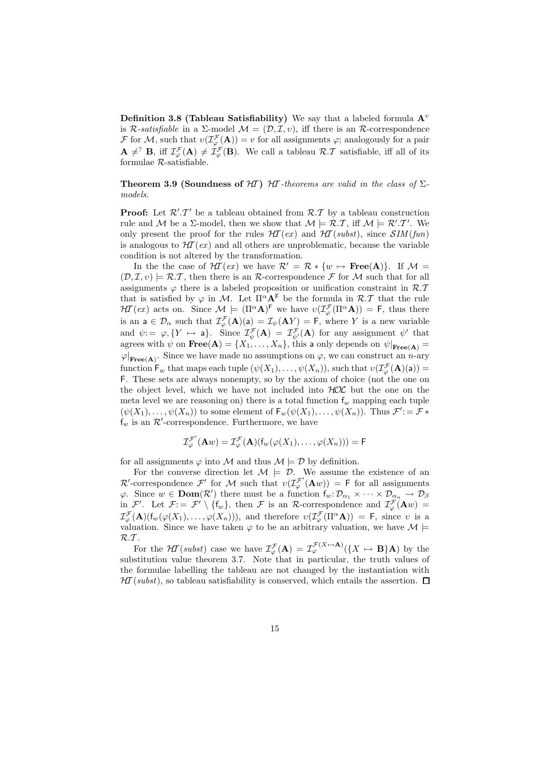**Definition 3.8 (Tableau Satisfiability)** We say that a labeled formula $\mathbf{A}^v$ is $\mathcal{R}$*-satisfiable* in a $\Sigma$-model $\mathcal{M} = (\mathcal{D}, \mathcal{I}, \upsilon)$, iff there is an $\mathcal{R}$-correspondence $\mathcal{F}$ for $\mathcal{M}$, such that $\upsilon(\mathcal{I}_\varphi^\mathcal{F}(\mathbf{A})) = v$ for all assignments $\varphi$; analogously for a pair $\mathbf{A} \neq^? \mathbf{B}$, iff $\mathcal{I}_\varphi^\mathcal{F}(\mathbf{A}) \neq \mathcal{I}_\varphi^\mathcal{F}(\mathbf{B})$. We call a tableau $\mathcal{R}.\mathcal{T}$ satisfiable, iff all of its formulae $\mathcal{R}$-satisfiable.

**Theorem 3.9 (Soundness of $\mathcal{HT}$)** *$\mathcal{HT}$-theorems are valid in the class of $\Sigma$-models.*

**Proof:** Let $\mathcal{R}'.\mathcal{T}'$ be a tableau obtained from $\mathcal{R}.\mathcal{T}$ by a tableau construction rule and $\mathcal{M}$ be a $\Sigma$-model, then we show that $\mathcal{M} \models \mathcal{R}.\mathcal{T}$, iff $\mathcal{M} \models \mathcal{R}'.\mathcal{T}'$. We only present the proof for the rules $\mathcal{HT}(ex)$ and $\mathcal{HT}(subst)$, since $\mathcal{SIM}(fun)$ is analogous to $\mathcal{HT}(ex)$ and all others are unproblematic, because the variable condition is not altered by the transformation.

In the the case of $\mathcal{HT}(ex)$ we have $\mathcal{R}' = \mathcal{R} * \{w \mapsto \mathbf{Free}(\mathbf{A})\}$. If $\mathcal{M} = (\mathcal{D}, \mathcal{I}, \upsilon) \models \mathcal{R}.\mathcal{T}$, then there is an $\mathcal{R}$-correspondence $\mathcal{F}$ for $\mathcal{M}$ such that for all assignments $\varphi$ there is a labeled proposition or unification constraint in $\mathcal{R}.\mathcal{T}$ that is satisfied by $\varphi$ in $\mathcal{M}$. Let $\Pi^\alpha\mathbf{A}^\mathsf{F}$ be the formula in $\mathcal{R}.\mathcal{T}$ that the rule $\mathcal{HT}(ex)$ acts on. Since $\mathcal{M} \models (\Pi^\alpha\mathbf{A})^\mathsf{F}$ we have $\upsilon(\mathcal{I}_\varphi^\mathcal{F}(\Pi^\alpha\mathbf{A})) = \mathsf{F}$, thus there is an $\mathsf{a} \in \mathcal{D}_\alpha$ such that $\mathcal{I}_\varphi^\mathcal{F}(\mathbf{A})(\mathsf{a}) = \mathcal{I}_\psi(\mathbf{A}Y) = \mathsf{F}$, where $Y$ is a new variable and $\psi := \varphi, \{Y \mapsto \mathsf{a}\}$. Since $\mathcal{I}_\psi^\mathcal{F}(\mathbf{A}) = \mathcal{I}_{\psi'}^\mathcal{F}(\mathbf{A})$ for any assignment $\psi'$ that agrees with $\psi$ on $\mathbf{Free}(\mathbf{A}) = \{X_1, \ldots, X_n\}$, this $\mathsf{a}$ only depends on $\psi|_{\mathbf{Free}(\mathbf{A})} = \varphi|_{\mathbf{Free}(\mathbf{A})}$. Since we have made no assumptions on $\varphi$, we can construct an $n$-ary function $\mathsf{F}_w$ that maps each tuple $(\psi(X_1), \ldots, \psi(X_n))$, such that $\upsilon(\mathcal{I}_\varphi^\mathcal{F}(\mathbf{A})(\mathsf{a})) = \mathsf{F}$. These sets are always nonempty, so by the axiom of choice (not the one on the object level, which we have not included into $\mathcal{HOL}$ but the one on the meta level we are reasoning on) there is a total function $\mathsf{f}_w$ mapping each tuple $(\psi(X_1), \ldots, \psi(X_n))$ to some element of $\mathsf{F}_w(\psi(X_1), \ldots, \psi(X_n))$. Thus $\mathcal{F}' := \mathcal{F} * \mathsf{f}_w$ is an $\mathcal{R}'$-correspondence. Furthermore, we have

$$\mathcal{I}_\varphi^{\mathcal{F}'}(\mathbf{A}w) = \mathcal{I}_\varphi^\mathcal{F}(\mathbf{A})(\mathsf{f}_w(\varphi(X_1), \ldots, \varphi(X_n))) = \mathsf{F}$$

for all assignments $\varphi$ into $\mathcal{M}$ and thus $\mathcal{M} \models \mathcal{D}$ by definition.

For the converse direction let $\mathcal{M} \models \mathcal{D}$. We assume the existence of an $\mathcal{R}'$-correspondence $\mathcal{F}'$ for $\mathcal{M}$ such that $\upsilon(\mathcal{I}_\varphi^{\mathcal{F}'}(\mathbf{A}w)) = \mathsf{F}$ for all assignments $\varphi$. Since $w \in \mathbf{Dom}(\mathcal{R}')$ there must be a function $\mathsf{f}_w : \mathcal{D}_{\alpha_1} \times \cdots \times \mathcal{D}_{\alpha_n} \to \mathcal{D}_\beta$ in $\mathcal{F}'$. Let $\mathcal{F} := \mathcal{F}' \setminus \{\mathsf{f}_w\}$, then $\mathcal{F}$ is an $\mathcal{R}$-correspondence and $\mathcal{I}_\varphi^\mathcal{F}(\mathbf{A}w) = \mathcal{I}_\varphi^\mathcal{F}(\mathbf{A})(\mathsf{f}_w(\varphi(X_1), \ldots, \varphi(X_n)))$, and therefore $\upsilon(\mathcal{I}_\varphi^\mathcal{F}(\Pi^\alpha\mathbf{A})) = \mathsf{F}$, since $\upsilon$ is a valuation. Since we have taken $\varphi$ to be an arbitrary valuation, we have $\mathcal{M} \models \mathcal{R}.\mathcal{T}$.

For the $\mathcal{HT}(subst)$ case we have $\mathcal{I}_\varphi^\mathcal{F}(\mathbf{A}) = \mathcal{I}_\varphi^{\mathcal{F}(X \mapsto \mathbf{A})}(\{X \mapsto \mathbf{B}\}\mathbf{A})$ by the substitution value theorem 3.7. Note that in particular, the truth values of the formulae labelling the tableau are not changed by the instantiation with $\mathcal{HT}(subst)$, so tableau satisfiability is conserved, which entails the assertion. $\square$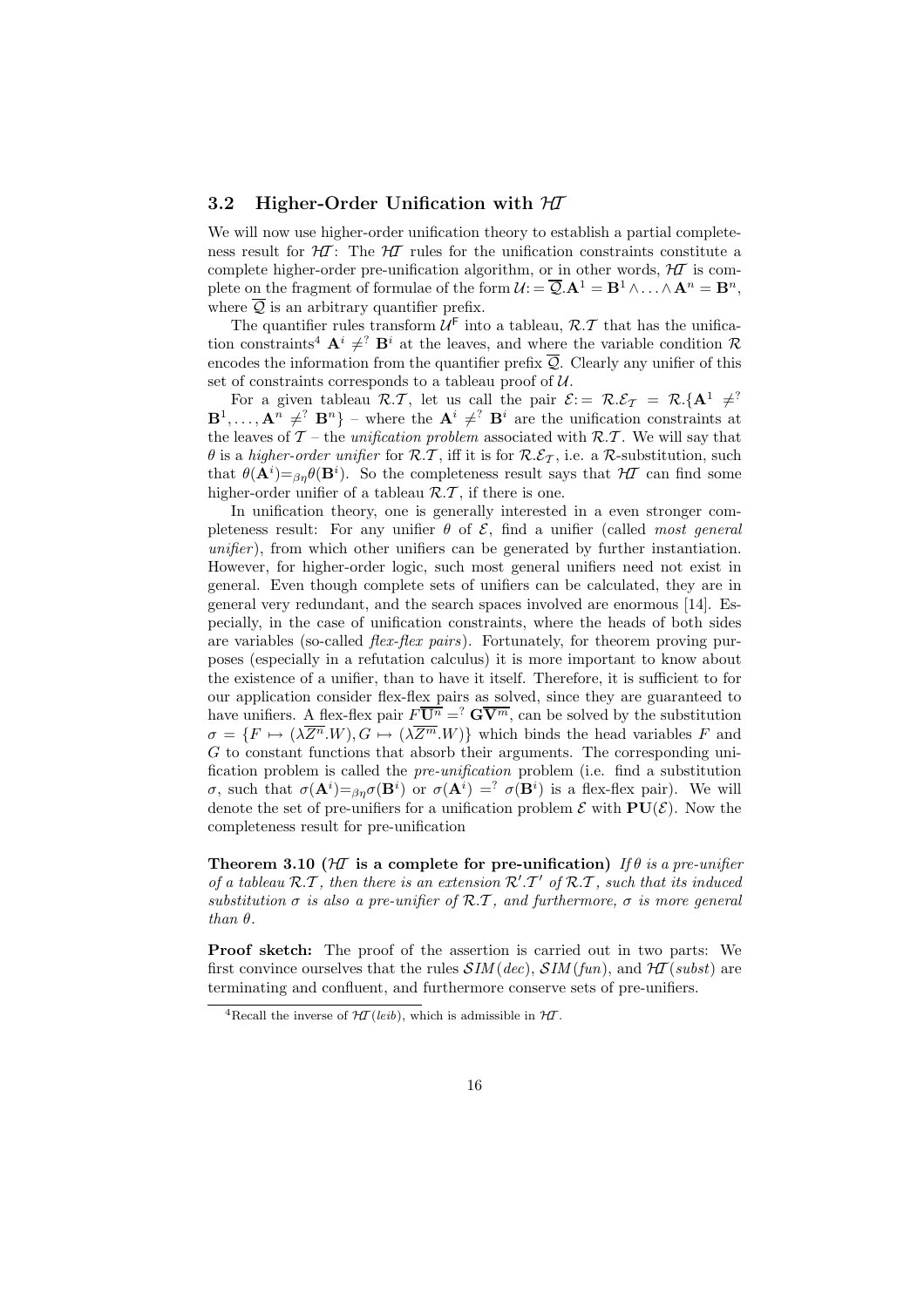### 3.2 Higher-Order Unification with $\mathcal{HT}$

We will now use higher-order unification theory to establish a partial completeness result for $\mathcal{HT}$: The $\mathcal{HT}$ rules for the unification constraints constitute a complete higher-order pre-unification algorithm, or in other words, $\mathcal{HT}$ is complete on the fragment of formulae of the form $\mathcal{U} := \overline{\mathcal{Q}}.\mathbf{A}^1 = \mathbf{B}^1 \wedge \ldots \wedge \mathbf{A}^n = \mathbf{B}^n$, where $\overline{\mathcal{Q}}$ is an arbitrary quantifier prefix.

The quantifier rules transform $\mathcal{U}^{\mathsf{F}}$ into a tableau, $\mathcal{R}.\mathcal{T}$ that has the unification constraints[4] $\mathbf{A}^i \neq^? \mathbf{B}^i$ at the leaves, and where the variable condition $\mathcal{R}$ encodes the information from the quantifier prefix $\overline{\mathcal{Q}}$. Clearly any unifier of this set of constraints corresponds to a tableau proof of $\mathcal{U}$.

For a given tableau $\mathcal{R}.\mathcal{T}$, let us call the pair $\mathcal{E} := \mathcal{R}.\mathcal{E}_{\mathcal{T}} = \mathcal{R}.\{\mathbf{A}^1 \neq^? \mathbf{B}^1, \ldots, \mathbf{A}^n \neq^? \mathbf{B}^n\}$ – where the $\mathbf{A}^i \neq^? \mathbf{B}^i$ are the unification constraints at the leaves of $\mathcal{T}$ – the *unification problem* associated with $\mathcal{R}.\mathcal{T}$. We will say that $\theta$ is a *higher-order unifier* for $\mathcal{R}.\mathcal{T}$, iff it is for $\mathcal{R}.\mathcal{E}_{\mathcal{T}}$, i.e. a $\mathcal{R}$-substitution, such that $\theta(\mathbf{A}^i) =_{\beta\eta} \theta(\mathbf{B}^i)$. So the completeness result says that $\mathcal{HT}$ can find some higher-order unifier of a tableau $\mathcal{R}.\mathcal{T}$, if there is one.

In unification theory, one is generally interested in a even stronger completeness result: For any unifier $\theta$ of $\mathcal{E}$, find a unifier (called *most general unifier*), from which other unifiers can be generated by further instantiation. However, for higher-order logic, such most general unifiers need not exist in general. Even though complete sets of unifiers can be calculated, they are in general very redundant, and the search spaces involved are enormous [14]. Especially, in the case of unification constraints, where the heads of both sides are variables (so-called *flex-flex pairs*). Fortunately, for theorem proving purposes (especially in a refutation calculus) it is more important to know about the existence of a unifier, than to have it itself. Therefore, it is sufficient to for our application consider flex-flex pairs as solved, since they are guaranteed to have unifiers. A flex-flex pair $F\overline{\mathbf{U}^n} =^? \mathbf{G}\overline{\mathbf{V}^m}$, can be solved by the substitution $\sigma = \{F \mapsto (\lambda\overline{Z^n}.W), G \mapsto (\lambda\overline{Z^m}.W)\}$ which binds the head variables $F$ and $G$ to constant functions that absorb their arguments. The corresponding unification problem is called the *pre-unification* problem (i.e. find a substitution $\sigma$, such that $\sigma(\mathbf{A}^i) =_{\beta\eta} \sigma(\mathbf{B}^i)$ or $\sigma(\mathbf{A}^i) =^? \sigma(\mathbf{B}^i)$ is a flex-flex pair). We will denote the set of pre-unifiers for a unification problem $\mathcal{E}$ with $\mathbf{PU}(\mathcal{E})$. Now the completeness result for pre-unification

**Theorem 3.10 ($\mathcal{HT}$ is a complete for pre-unification)** *If $\theta$ is a pre-unifier of a tableau $\mathcal{R}.\mathcal{T}$, then there is an extension $\mathcal{R}'.\mathcal{T}'$ of $\mathcal{R}.\mathcal{T}$, such that its induced substitution $\sigma$ is also a pre-unifier of $\mathcal{R}.\mathcal{T}$, and furthermore, $\sigma$ is more general than $\theta$.*

**Proof sketch:** The proof of the assertion is carried out in two parts: We first convince ourselves that the rules $\mathcal{SIM}(dec)$, $\mathcal{SIM}(fun)$, and $\mathcal{HT}(subst)$ are terminating and confluent, and furthermore conserve sets of pre-unifiers.

[4] Recall the inverse of $\mathcal{HT}(leib)$, which is admissible in $\mathcal{HT}$.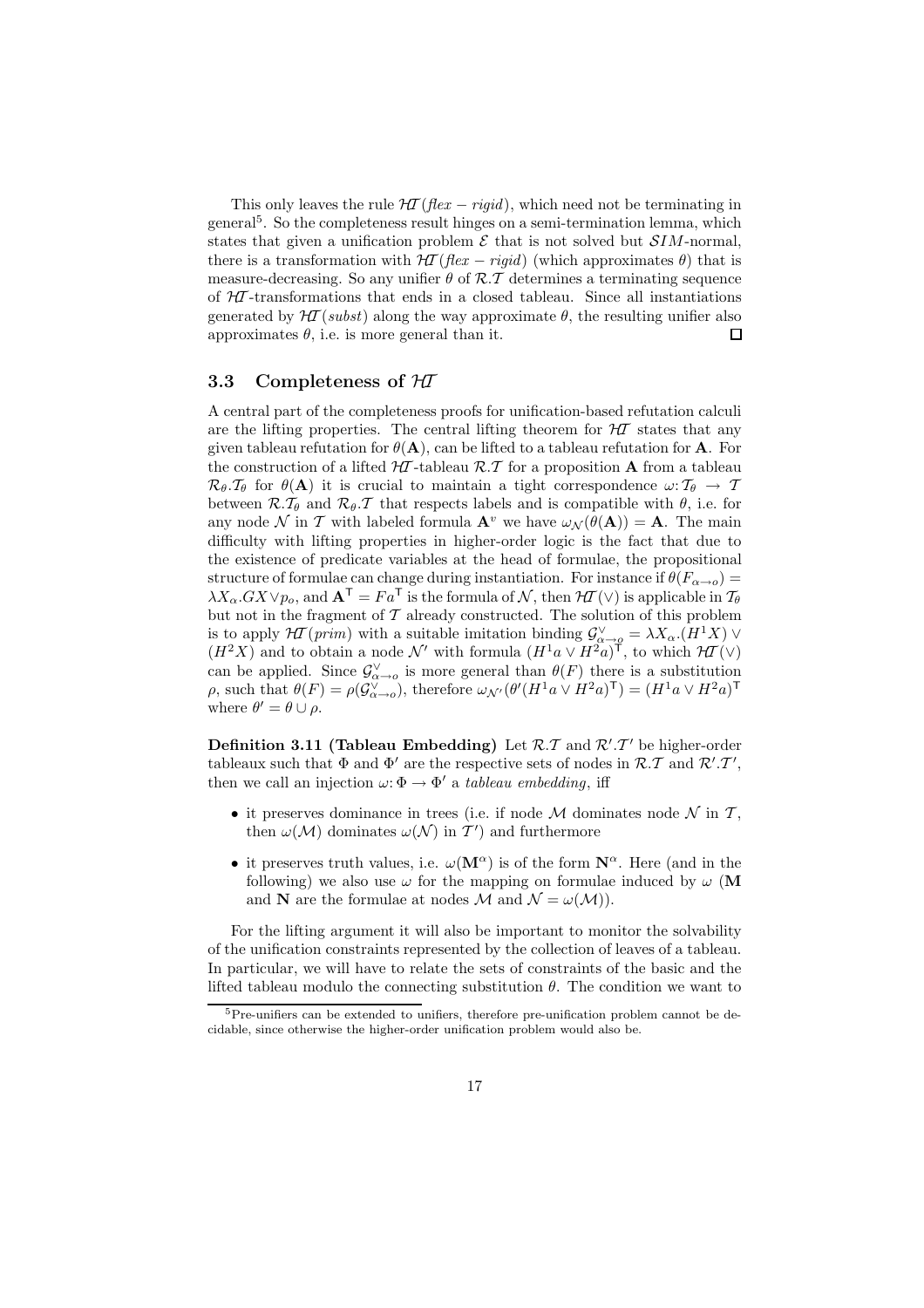This only leaves the rule $\mathcal{HT}(flex - rigid)$, which need not be terminating in general[5]. So the completeness result hinges on a semi-termination lemma, which states that given a unification problem $\mathcal{E}$ that is not solved but $\mathcal{SIM}$-normal, there is a transformation with $\mathcal{HT}(flex - rigid)$ (which approximates $\theta$) that is measure-decreasing. So any unifier $\theta$ of $\mathcal{R}.\mathcal{T}$ determines a terminating sequence of $\mathcal{HT}$-transformations that ends in a closed tableau. Since all instantiations generated by $\mathcal{HT}(subst)$ along the way approximate $\theta$, the resulting unifier also approximates $\theta$, i.e. is more general than it. □

### 3.3 Completeness of $\mathcal{HT}$

A central part of the completeness proofs for unification-based refutation calculi are the lifting properties. The central lifting theorem for $\mathcal{HT}$ states that any given tableau refutation for $\theta(\mathbf{A})$, can be lifted to a tableau refutation for $\mathbf{A}$. For the construction of a lifted $\mathcal{HT}$-tableau $\mathcal{R}.\mathcal{T}$ for a proposition $\mathbf{A}$ from a tableau $\mathcal{R}_\theta.\mathcal{T}_\theta$ for $\theta(\mathbf{A})$ it is crucial to maintain a tight correspondence $\omega\colon \mathcal{T}_\theta \to \mathcal{T}$ between $\mathcal{R}.\mathcal{T}_\theta$ and $\mathcal{R}_\theta.\mathcal{T}$ that respects labels and is compatible with $\theta$, i.e. for any node $\mathcal{N}$ in $\mathcal{T}$ with labeled formula $\mathbf{A}^v$ we have $\omega_\mathcal{N}(\theta(\mathbf{A})) = \mathbf{A}$. The main difficulty with lifting properties in higher-order logic is the fact that due to the existence of predicate variables at the head of formulae, the propositional structure of formulae can change during instantiation. For instance if $\theta(F_{\alpha\to o}) = \lambda X_\alpha.GX \vee p_o$, and $\mathbf{A}^\mathsf{T} = Fa^\mathsf{T}$ is the formula of $\mathcal{N}$, then $\mathcal{HT}(\vee)$ is applicable in $\mathcal{T}_\theta$ but not in the fragment of $\mathcal{T}$ already constructed. The solution of this problem is to apply $\mathcal{HT}(prim)$ with a suitable imitation binding $\mathcal{G}^\vee_{\alpha\to o} = \lambda X_\alpha.(H^1X) \vee (H^2X)$ and to obtain a node $\mathcal{N}'$ with formula $(H^1a \vee H^2a)^\mathsf{T}$, to which $\mathcal{HT}(\vee)$ can be applied. Since $\mathcal{G}^\vee_{\alpha\to o}$ is more general than $\theta(F)$ there is a substitution $\rho$, such that $\theta(F) = \rho(\mathcal{G}^\vee_{\alpha\to o})$, therefore $\omega_{\mathcal{N}'}(\theta'(H^1a \vee H^2a)^\mathsf{T}) = (H^1a \vee H^2a)^\mathsf{T}$ where $\theta' = \theta \cup \rho$.

**Definition 3.11 (Tableau Embedding)** Let $\mathcal{R}.\mathcal{T}$ and $\mathcal{R}'.\mathcal{T}'$ be higher-order tableaux such that $\Phi$ and $\Phi'$ are the respective sets of nodes in $\mathcal{R}.\mathcal{T}$ and $\mathcal{R}'.\mathcal{T}'$, then we call an injection $\omega\colon \Phi \to \Phi'$ a *tableau embedding*, iff

- it preserves dominance in trees (i.e. if node $\mathcal{M}$ dominates node $\mathcal{N}$ in $\mathcal{T}$, then $\omega(\mathcal{M})$ dominates $\omega(\mathcal{N})$ in $\mathcal{T}'$) and furthermore
- it preserves truth values, i.e. $\omega(\mathbf{M}^\alpha)$ is of the form $\mathbf{N}^\alpha$. Here (and in the following) we also use $\omega$ for the mapping on formulae induced by $\omega$ ($\mathbf{M}$ and $\mathbf{N}$ are the formulae at nodes $\mathcal{M}$ and $\mathcal{N} = \omega(\mathcal{M})$).

For the lifting argument it will also be important to monitor the solvability of the unification constraints represented by the collection of leaves of a tableau. In particular, we will have to relate the sets of constraints of the basic and the lifted tableau modulo the connecting substitution $\theta$. The condition we want to

[5] Pre-unifiers can be extended to unifiers, therefore pre-unification problem cannot be decidable, since otherwise the higher-order unification problem would also be.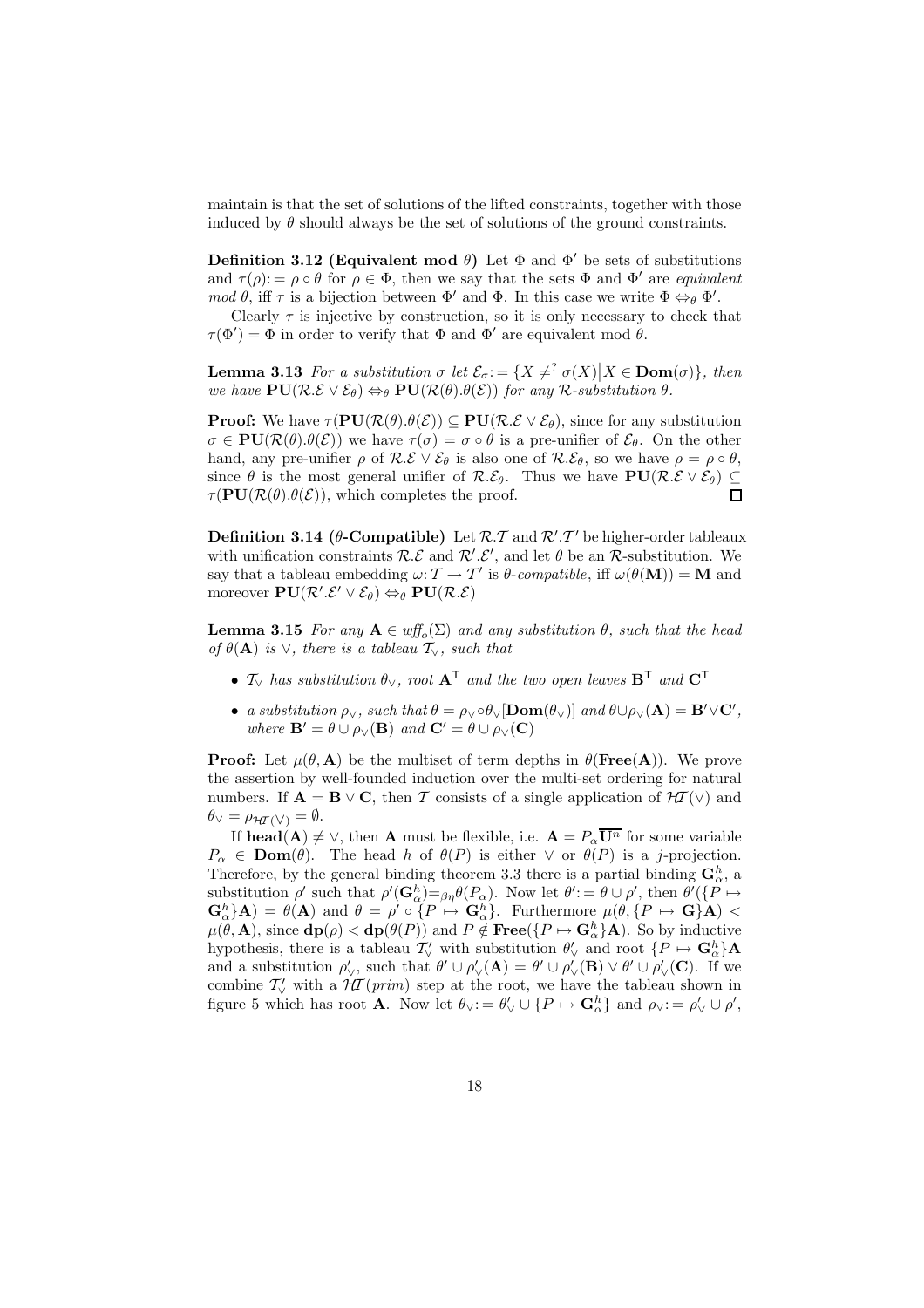maintain is that the set of solutions of the lifted constraints, together with those induced by $\theta$ should always be the set of solutions of the ground constraints.

**Definition 3.12 (Equivalent mod $\theta$)** Let $\Phi$ and $\Phi'$ be sets of substitutions and $\tau(\rho) := \rho \circ \theta$ for $\rho \in \Phi$, then we say that the sets $\Phi$ and $\Phi'$ are *equivalent mod $\theta$*, iff $\tau$ is a bijection between $\Phi'$ and $\Phi$. In this case we write $\Phi \Leftrightarrow_\theta \Phi'$.

Clearly $\tau$ is injective by construction, so it is only necessary to check that $\tau(\Phi') = \Phi$ in order to verify that $\Phi$ and $\Phi'$ are equivalent mod $\theta$.

**Lemma 3.13** *For a substitution $\sigma$ let $\mathcal{E}_\sigma := \{X \neq^? \sigma(X) \big| X \in \mathbf{Dom}(\sigma)\}$, then we have $\mathbf{PU}(\mathcal{R}.\mathcal{E} \vee \mathcal{E}_\theta) \Leftrightarrow_\theta \mathbf{PU}(\mathcal{R}(\theta).\theta(\mathcal{E}))$ for any $\mathcal{R}$-substitution $\theta$.*

**Proof:** We have $\tau(\mathbf{PU}(\mathcal{R}(\theta).\theta(\mathcal{E})) \subseteq \mathbf{PU}(\mathcal{R}.\mathcal{E} \vee \mathcal{E}_\theta)$, since for any substitution $\sigma \in \mathbf{PU}(\mathcal{R}(\theta).\theta(\mathcal{E}))$ we have $\tau(\sigma) = \sigma \circ \theta$ is a pre-unifier of $\mathcal{E}_\theta$. On the other hand, any pre-unifier $\rho$ of $\mathcal{R}.\mathcal{E} \vee \mathcal{E}_\theta$ is also one of $\mathcal{R}.\mathcal{E}_\theta$, so we have $\rho = \rho \circ \theta$, since $\theta$ is the most general unifier of $\mathcal{R}.\mathcal{E}_\theta$. Thus we have $\mathbf{PU}(\mathcal{R}.\mathcal{E} \vee \mathcal{E}_\theta) \subseteq \tau(\mathbf{PU}(\mathcal{R}(\theta).\theta(\mathcal{E}))$, which completes the proof. $\Box$

**Definition 3.14 ($\theta$-Compatible)** Let $\mathcal{R}.\mathcal{T}$ and $\mathcal{R}'.\mathcal{T}'$ be higher-order tableaux with unification constraints $\mathcal{R}.\mathcal{E}$ and $\mathcal{R}'.\mathcal{E}'$, and let $\theta$ be an $\mathcal{R}$-substitution. We say that a tableau embedding $\omega: \mathcal{T} \to \mathcal{T}'$ is *$\theta$-compatible*, iff $\omega(\theta(\mathbf{M})) = \mathbf{M}$ and moreover $\mathbf{PU}(\mathcal{R}'.\mathcal{E}' \vee \mathcal{E}_\theta) \Leftrightarrow_\theta \mathbf{PU}(\mathcal{R}.\mathcal{E})$

**Lemma 3.15** *For any $\mathbf{A} \in \mathit{wff}_o(\Sigma)$ and any substitution $\theta$, such that the head of $\theta(\mathbf{A})$ is $\vee$, there is a tableau $\mathcal{T}_\vee$, such that*

- *$\mathcal{T}_\vee$ has substitution $\theta_\vee$, root $\mathbf{A}^\mathsf{T}$ and the two open leaves $\mathbf{B}^\mathsf{T}$ and $\mathbf{C}^\mathsf{T}$*
- *a substitution $\rho_\vee$, such that $\theta = \rho_\vee \circ \theta_\vee[\mathbf{Dom}(\theta_\vee)]$ and $\theta \cup \rho_\vee(\mathbf{A}) = \mathbf{B}' \vee \mathbf{C}'$, where $\mathbf{B}' = \theta \cup \rho_\vee(\mathbf{B})$ and $\mathbf{C}' = \theta \cup \rho_\vee(\mathbf{C})$*

**Proof:** Let $\mu(\theta, \mathbf{A})$ be the multiset of term depths in $\theta(\mathbf{Free}(\mathbf{A}))$. We prove the assertion by well-founded induction over the multi-set ordering for natural numbers. If $\mathbf{A} = \mathbf{B} \vee \mathbf{C}$, then $\mathcal{T}$ consists of a single application of $\mathcal{HT}(\vee)$ and $\theta_\vee = \rho_{\mathcal{HT}(\vee)} = \emptyset$.

If $\mathbf{head}(\mathbf{A}) \neq \vee$, then $\mathbf{A}$ must be flexible, i.e. $\mathbf{A} = P_\alpha \overline{\mathbf{U}^n}$ for some variable $P_\alpha \in \mathbf{Dom}(\theta)$. The head $h$ of $\theta(P)$ is either $\vee$ or $\theta(P)$ is a $j$-projection. Therefore, by the general binding theorem 3.3 there is a partial binding $\mathbf{G}^h_\alpha$, a substitution $\rho'$ such that $\rho'(\mathbf{G}^h_\alpha) =_{\beta\eta} \theta(P_\alpha)$. Now let $\theta' := \theta \cup \rho'$, then $\theta'(\{P \mapsto \mathbf{G}^h_\alpha\}\mathbf{A}) = \theta(\mathbf{A})$ and $\theta = \rho' \circ \{P \mapsto \mathbf{G}^h_\alpha\}$. Furthermore $\mu(\theta, \{P \mapsto \mathbf{G}\}\mathbf{A}) < \mu(\theta, \mathbf{A})$, since $\mathbf{dp}(\rho) < \mathbf{dp}(\theta(P))$ and $P \notin \mathbf{Free}(\{P \mapsto \mathbf{G}^h_\alpha\}\mathbf{A})$. So by inductive hypothesis, there is a tableau $\mathcal{T}'_\vee$ with substitution $\theta'_\vee$ and root $\{P \mapsto \mathbf{G}^h_\alpha\}\mathbf{A}$ and a substitution $\rho'_\vee$, such that $\theta' \cup \rho'_\vee(\mathbf{A}) = \theta' \cup \rho'_\vee(\mathbf{B}) \vee \theta' \cup \rho'_\vee(\mathbf{C})$. If we combine $\mathcal{T}'_\vee$ with a $\mathcal{HT}(prim)$ step at the root, we have the tableau shown in figure 5 which has root $\mathbf{A}$. Now let $\theta_\vee := \theta'_\vee \cup \{P \mapsto \mathbf{G}^h_\alpha\}$ and $\rho_\vee := \rho'_\vee \cup \rho'$,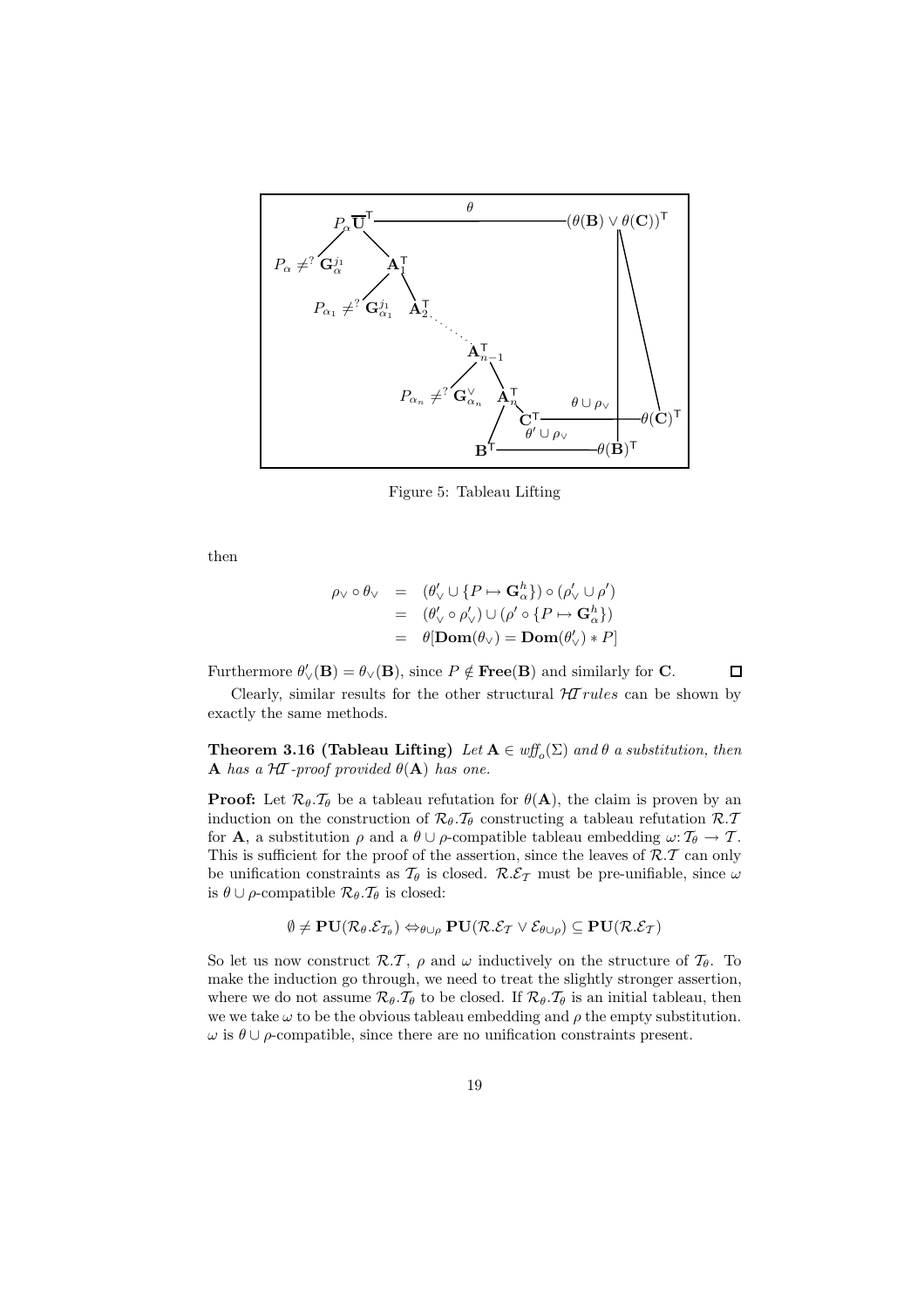Figure 5: Tableau Lifting

then

$$
\begin{aligned}
\rho_\vee \circ \theta_\vee &= (\theta'_\vee \cup \{P \mapsto \mathbf{G}^h_\alpha\}) \circ (\rho'_\vee \cup \rho') \\
&= (\theta'_\vee \circ \rho'_\vee) \cup (\rho' \circ \{P \mapsto \mathbf{G}^h_\alpha\}) \\
&= \theta[\mathbf{Dom}(\theta_\vee) = \mathbf{Dom}(\theta'_\vee) * P]
\end{aligned}
$$

Furthermore $\theta'_\vee(\mathbf{B}) = \theta_\vee(\mathbf{B})$, since $P \notin \mathbf{Free}(\mathbf{B})$ and similarly for $\mathbf{C}$. ☐

Clearly, similar results for the other structural $\mathcal{HT}$ *rules* can be shown by exactly the same methods.

**Theorem 3.16 (Tableau Lifting)** *Let $\mathbf{A} \in wff_o(\Sigma)$ and $\theta$ a substitution, then $\mathbf{A}$ has a $\mathcal{HT}$-proof provided $\theta(\mathbf{A})$ has one.*

**Proof:** Let $\mathcal{R}_\theta.\mathcal{T}_\theta$ be a tableau refutation for $\theta(\mathbf{A})$, the claim is proven by an induction on the construction of $\mathcal{R}_\theta.\mathcal{T}_\theta$ constructing a tableau refutation $\mathcal{R}.\mathcal{T}$ for $\mathbf{A}$, a substitution $\rho$ and a $\theta \cup \rho$-compatible tableau embedding $\omega: \mathcal{T}_\theta \to \mathcal{T}$. This is sufficient for the proof of the assertion, since the leaves of $\mathcal{R}.\mathcal{T}$ can only be unification constraints as $\mathcal{T}_\theta$ is closed. $\mathcal{R}.\mathcal{E}_\mathcal{T}$ must be pre-unifiable, since $\omega$ is $\theta \cup \rho$-compatible $\mathcal{R}_\theta.\mathcal{T}_\theta$ is closed:

$$
\emptyset \neq \mathbf{PU}(\mathcal{R}_\theta.\mathcal{E}_{\mathcal{T}_\theta}) \Leftrightarrow_{\theta\cup\rho} \mathbf{PU}(\mathcal{R}.\mathcal{E}_\mathcal{T} \vee \mathcal{E}_{\theta\cup\rho}) \subseteq \mathbf{PU}(\mathcal{R}.\mathcal{E}_\mathcal{T})
$$

So let us now construct $\mathcal{R}.\mathcal{T}$, $\rho$ and $\omega$ inductively on the structure of $\mathcal{T}_\theta$. To make the induction go through, we need to treat the slightly stronger assertion, where we do not assume $\mathcal{R}_\theta.\mathcal{T}_\theta$ to be closed. If $\mathcal{R}_\theta.\mathcal{T}_\theta$ is an initial tableau, then we we take $\omega$ to be the obvious tableau embedding and $\rho$ the empty substitution. $\omega$ is $\theta \cup \rho$-compatible, since there are no unification constraints present.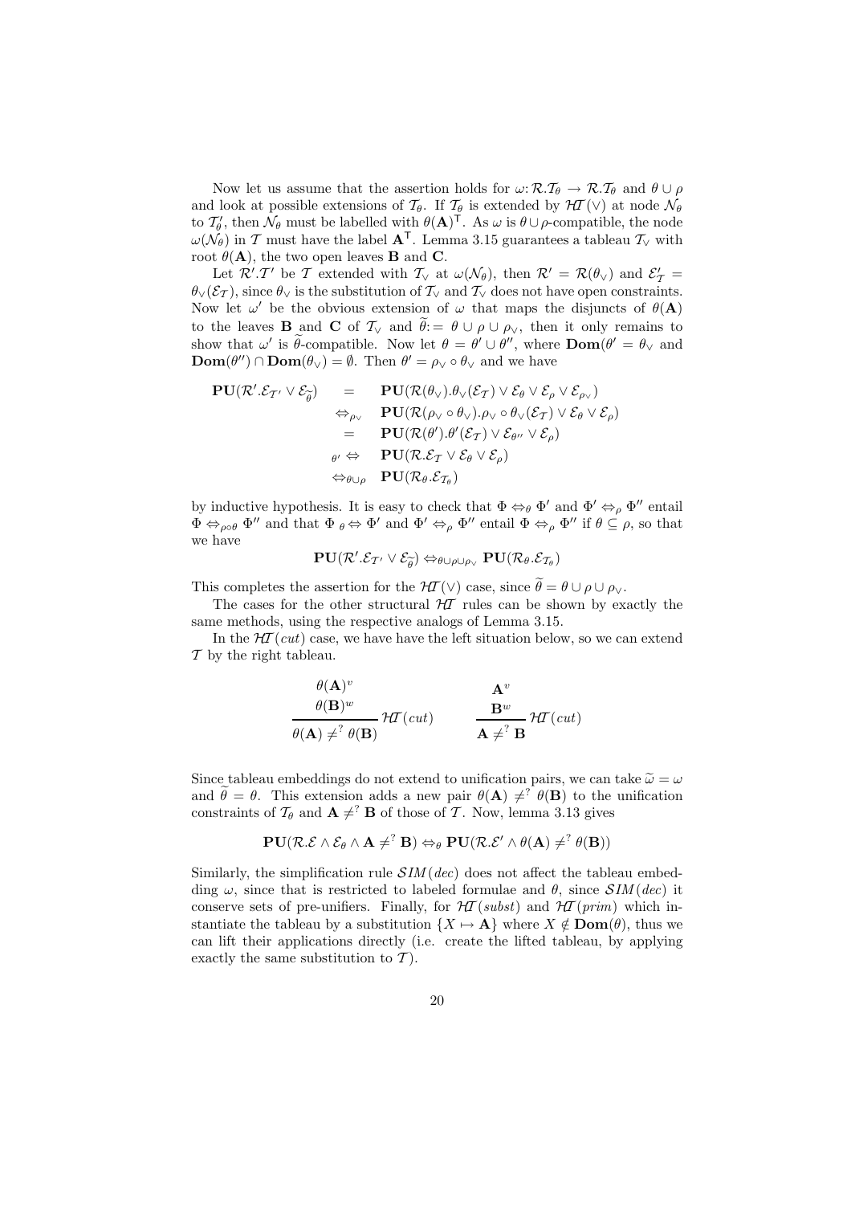Now let us assume that the assertion holds for $\omega{:}\,\mathcal{R}.\mathcal{T}_\theta \to \mathcal{R}.\mathcal{T}_\theta$ and $\theta \cup \rho$ and look at possible extensions of $\mathcal{T}_\theta$. If $\mathcal{T}_\theta$ is extended by $\mathcal{HT}(\vee)$ at node $\mathcal{N}_\theta$ to $\mathcal{T}'_\theta$, then $\mathcal{N}_\theta$ must be labelled with $\theta(\mathbf{A})^\mathsf{T}$. As $\omega$ is $\theta \cup \rho$-compatible, the node $\omega(\mathcal{N}_\theta)$ in $\mathcal{T}$ must have the label $\mathbf{A}^\mathsf{T}$. Lemma 3.15 guarantees a tableau $\mathcal{T}_\vee$ with root $\theta(\mathbf{A})$, the two open leaves $\mathbf{B}$ and $\mathbf{C}$.

Let $\mathcal{R}'.\mathcal{T}'$ be $\mathcal{T}$ extended with $\mathcal{T}_\vee$ at $\omega(\mathcal{N}_\theta)$, then $\mathcal{R}' = \mathcal{R}(\theta_\vee)$ and $\mathcal{E}'_\mathcal{T} = \theta_\vee(\mathcal{E}_\mathcal{T})$, since $\theta_\vee$ is the substitution of $\mathcal{T}_\vee$ and $\mathcal{T}_\vee$ does not have open constraints. Now let $\omega'$ be the obvious extension of $\omega$ that maps the disjuncts of $\theta(\mathbf{A})$ to the leaves $\mathbf{B}$ and $\mathbf{C}$ of $\mathcal{T}_\vee$ and $\widetilde{\theta} := \theta \cup \rho \cup \rho_\vee$, then it only remains to show that $\omega'$ is $\widetilde{\theta}$-compatible. Now let $\theta = \theta' \cup \theta''$, where $\mathbf{Dom}(\theta' = \theta_\vee$ and $\mathbf{Dom}(\theta'') \cap \mathbf{Dom}(\theta_\vee) = \emptyset$. Then $\theta' = \rho_\vee \circ \theta_\vee$ and we have

$$
\begin{aligned}
\mathbf{PU}(\mathcal{R}'.\mathcal{E}_{\mathcal{T}'} \vee \mathcal{E}_{\widetilde{\theta}}) \quad &= \quad \mathbf{PU}(\mathcal{R}(\theta_\vee).\theta_\vee(\mathcal{E}_\mathcal{T}) \vee \mathcal{E}_\theta \vee \mathcal{E}_\rho \vee \mathcal{E}_{\rho_\vee}) \\
&\Leftrightarrow_{\rho_\vee} \quad \mathbf{PU}(\mathcal{R}(\rho_\vee \circ \theta_\vee).\rho_\vee \circ \theta_\vee(\mathcal{E}_\mathcal{T}) \vee \mathcal{E}_\theta \vee \mathcal{E}_\rho) \\
&= \quad \mathbf{PU}(\mathcal{R}(\theta').\theta'(\mathcal{E}_\mathcal{T}) \vee \mathcal{E}_{\theta''} \vee \mathcal{E}_\rho) \\
{}_{\theta'}&\Leftrightarrow \quad \mathbf{PU}(\mathcal{R}.\mathcal{E}_\mathcal{T} \vee \mathcal{E}_\theta \vee \mathcal{E}_\rho) \\
&\Leftrightarrow_{\theta\cup\rho} \quad \mathbf{PU}(\mathcal{R}_\theta.\mathcal{E}_{\mathcal{T}_\theta})
\end{aligned}
$$

by inductive hypothesis. It is easy to check that $\Phi \Leftrightarrow_\theta \Phi'$ and $\Phi' \Leftrightarrow_\rho \Phi''$ entail $\Phi \Leftrightarrow_{\rho\circ\theta} \Phi''$ and that $\Phi\ {}_\theta\!\Leftrightarrow \Phi'$ and $\Phi' \Leftrightarrow_\rho \Phi''$ entail $\Phi \Leftrightarrow_\rho \Phi''$ if $\theta \subseteq \rho$, so that we have

$$
\mathbf{PU}(\mathcal{R}'.\mathcal{E}_{\mathcal{T}'} \vee \mathcal{E}_{\widetilde{\theta}}) \Leftrightarrow_{\theta\cup\rho\cup\rho_\vee} \mathbf{PU}(\mathcal{R}_\theta.\mathcal{E}_{\mathcal{T}_\theta})
$$

This completes the assertion for the $\mathcal{HT}(\vee)$ case, since $\widetilde{\theta} = \theta \cup \rho \cup \rho_\vee$.

The cases for the other structural $\mathcal{HT}$ rules can be shown by exactly the same methods, using the respective analogs of Lemma 3.15.

In the $\mathcal{HT}(cut)$ case, we have have the left situation below, so we can extend $\mathcal{T}$ by the right tableau.

$$
\frac{\begin{array}{c}\theta(\mathbf{A})^v \\ \theta(\mathbf{B})^w\end{array}}{\theta(\mathbf{A}) \neq^? \theta(\mathbf{B})}\,\mathcal{HT}(cut)
\qquad\qquad
\frac{\begin{array}{c}\mathbf{A}^v \\ \mathbf{B}^w\end{array}}{\mathbf{A} \neq^? \mathbf{B}}\,\mathcal{HT}(cut)
$$

Since tableau embeddings do not extend to unification pairs, we can take $\widetilde{\omega} = \omega$ and $\widetilde{\theta} = \theta$. This extension adds a new pair $\theta(\mathbf{A}) \neq^? \theta(\mathbf{B})$ to the unification constraints of $\mathcal{T}_\theta$ and $\mathbf{A} \neq^? \mathbf{B}$ of those of $\mathcal{T}$. Now, lemma 3.13 gives

$$
\mathbf{PU}(\mathcal{R}.\mathcal{E} \wedge \mathcal{E}_\theta \wedge \mathbf{A} \neq^? \mathbf{B}) \Leftrightarrow_\theta \mathbf{PU}(\mathcal{R}.\mathcal{E}' \wedge \theta(\mathbf{A}) \neq^? \theta(\mathbf{B}))
$$

Similarly, the simplification rule $\mathcal{SIM}(dec)$ does not affect the tableau embedding $\omega$, since that is restricted to labeled formulae and $\theta$, since $\mathcal{SIM}(dec)$ it conserve sets of pre-unifiers. Finally, for $\mathcal{HT}(subst)$ and $\mathcal{HT}(prim)$ which instantiate the tableau by a substitution $\{X \mapsto \mathbf{A}\}$ where $X \notin \mathbf{Dom}(\theta)$, thus we can lift their applications directly (i.e. create the lifted tableau, by applying exactly the same substitution to $\mathcal{T}$).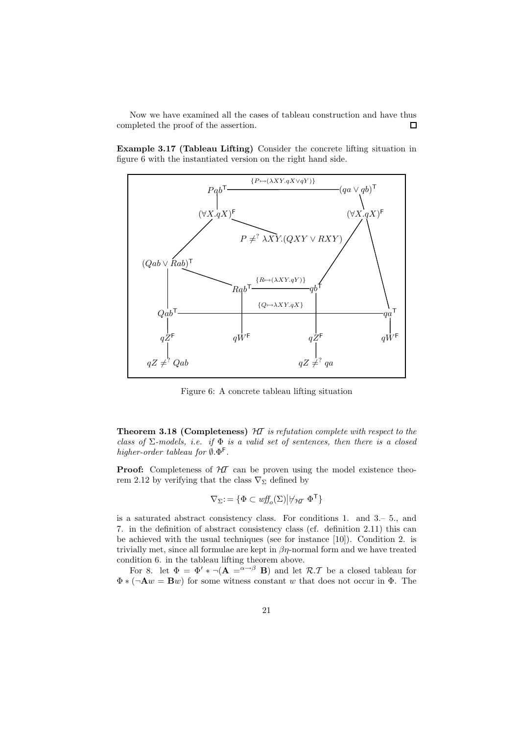Now we have examined all the cases of tableau construction and have thus completed the proof of the assertion. □

**Example 3.17 (Tableau Lifting)** Consider the concrete lifting situation in figure 6 with the instantiated version on the right hand side.

Figure 6: A concrete tableau lifting situation

**Theorem 3.18 (Completeness)** *$\mathcal{HT}$ is refutation complete with respect to the class of $\Sigma$-models, i.e. if $\Phi$ is a valid set of sentences, then there is a closed higher-order tableau for $\emptyset.\Phi^{\mathsf{F}}$.*

**Proof:** Completeness of $\mathcal{HT}$ can be proven using the model existence theorem 2.12 by verifying that the class $\nabla_\Sigma$ defined by

$$\nabla_\Sigma := \{\Phi \subset wff_o(\Sigma) | \not\vdash_{\mathcal{HT}} \Phi^{\mathsf{T}}\}$$

is a saturated abstract consistency class. For conditions 1. and 3.– 5., and 7. in the definition of abstract consistency class (cf. definition 2.11) this can be achieved with the usual techniques (see for instance [10]). Condition 2. is trivially met, since all formulae are kept in $\beta\eta$-normal form and we have treated condition 6. in the tableau lifting theorem above.

For 8. let $\Phi = \Phi' * \neg(\mathbf{A} =^{\alpha\to\beta} \mathbf{B})$ and let $\mathcal{R}.\mathcal{T}$ be a closed tableau for $\Phi * (\neg\mathbf{A}w = \mathbf{B}w)$ for some witness constant $w$ that does not occur in $\Phi$. The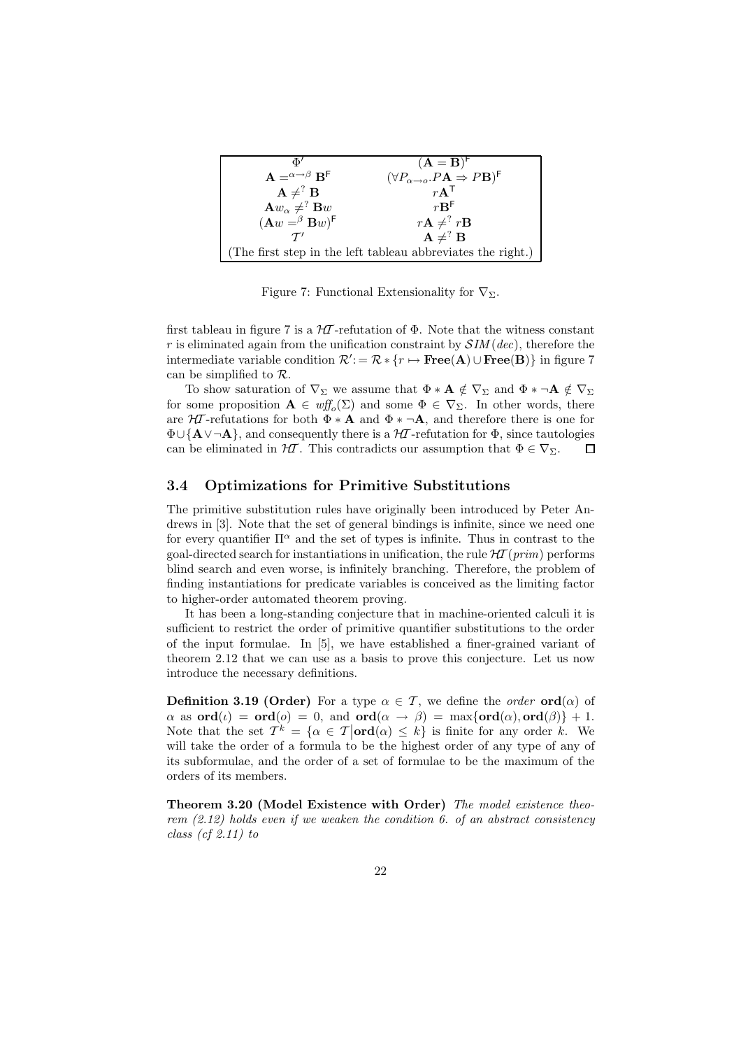| $\Phi'$ | $(\mathbf{A} = \mathbf{B})^{\mathsf{F}}$ |
|---|---|
| $\mathbf{A} =^{\alpha\to\beta} \mathbf{B}^{\mathsf{F}}$ | $(\forall P_{\alpha\to o}.P\mathbf{A} \Rightarrow P\mathbf{B})^{\mathsf{F}}$ |
| $\mathbf{A} \neq^? \mathbf{B}$ | $r\mathbf{A}^{\mathsf{T}}$ |
| $\mathbf{A}w_\alpha \neq^? \mathbf{B}w$ | $r\mathbf{B}^{\mathsf{F}}$ |
| $(\mathbf{A}w =^\beta \mathbf{B}w)^{\mathsf{F}}$ | $r\mathbf{A} \neq^? r\mathbf{B}$ |
| $\mathcal{T}'$ | $\mathbf{A} \neq^? \mathbf{B}$ |

(The first step in the left tableau abbreviates the right.)

Figure 7: Functional Extensionality for $\nabla_\Sigma$.

first tableau in figure 7 is a $\mathcal{HT}$-refutation of $\Phi$. Note that the witness constant $r$ is eliminated again from the unification constraint by $\mathcal{SIM}(dec)$, therefore the intermediate variable condition $\mathcal{R}' := \mathcal{R} * \{r \mapsto \mathbf{Free}(\mathbf{A}) \cup \mathbf{Free}(\mathbf{B})\}$ in figure 7 can be simplified to $\mathcal{R}$.

To show saturation of $\nabla_\Sigma$ we assume that $\Phi * \mathbf{A} \notin \nabla_\Sigma$ and $\Phi * \neg\mathbf{A} \notin \nabla_\Sigma$ for some proposition $\mathbf{A} \in \mathit{wff}_o(\Sigma)$ and some $\Phi \in \nabla_\Sigma$. In other words, there are $\mathcal{HT}$-refutations for both $\Phi * \mathbf{A}$ and $\Phi * \neg\mathbf{A}$, and therefore there is one for $\Phi \cup \{\mathbf{A} \vee \neg\mathbf{A}\}$, and consequently there is a $\mathcal{HT}$-refutation for $\Phi$, since tautologies can be eliminated in $\mathcal{HT}$. This contradicts our assumption that $\Phi \in \nabla_\Sigma$. ∎

### 3.4 Optimizations for Primitive Substitutions

The primitive substitution rules have originally been introduced by Peter Andrews in [3]. Note that the set of general bindings is infinite, since we need one for every quantifier $\Pi^\alpha$ and the set of types is infinite. Thus in contrast to the goal-directed search for instantiations in unification, the rule $\mathcal{HT}(prim)$ performs blind search and even worse, is infinitely branching. Therefore, the problem of finding instantiations for predicate variables is conceived as the limiting factor to higher-order automated theorem proving.

It has been a long-standing conjecture that in machine-oriented calculi it is sufficient to restrict the order of primitive quantifier substitutions to the order of the input formulae. In [5], we have established a finer-grained variant of theorem 2.12 that we can use as a basis to prove this conjecture. Let us now introduce the necessary definitions.

**Definition 3.19 (Order)** For a type $\alpha \in \mathcal{T}$, we define the *order* $\mathbf{ord}(\alpha)$ of $\alpha$ as $\mathbf{ord}(\iota) = \mathbf{ord}(o) = 0$, and $\mathbf{ord}(\alpha \to \beta) = \max\{\mathbf{ord}(\alpha), \mathbf{ord}(\beta)\} + 1$. Note that the set $\mathcal{T}^k = \{\alpha \in \mathcal{T} | \mathbf{ord}(\alpha) \leq k\}$ is finite for any order $k$. We will take the order of a formula to be the highest order of any type of any of its subformulae, and the order of a set of formulae to be the maximum of the orders of its members.

**Theorem 3.20 (Model Existence with Order)** *The model existence theorem (2.12) holds even if we weaken the condition 6. of an abstract consistency class (cf 2.11) to*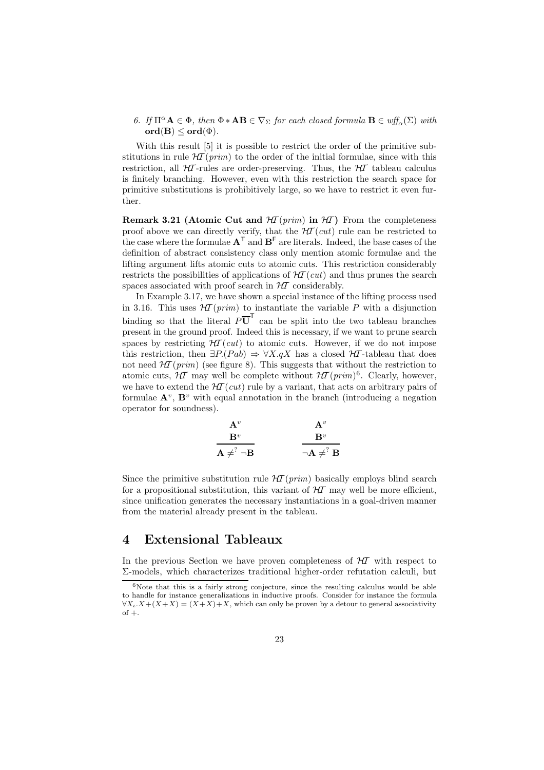6. *If* $\Pi^\alpha \mathbf{A} \in \Phi$*, then* $\Phi * \mathbf{AB} \in \nabla_\Sigma$ *for each closed formula* $\mathbf{B} \in wff_\alpha(\Sigma)$ *with* $\mathbf{ord}(\mathbf{B}) \leq \mathbf{ord}(\Phi)$.

With this result [5] it is possible to restrict the order of the primitive substitutions in rule $\mathcal{HT}(prim)$ to the order of the initial formulae, since with this restriction, all $\mathcal{HT}$-rules are order-preserving. Thus, the $\mathcal{HT}$ tableau calculus is finitely branching. However, even with this restriction the search space for primitive substitutions is prohibitively large, so we have to restrict it even further.

**Remark 3.21 (Atomic Cut and $\mathcal{HT}(prim)$ in $\mathcal{HT}$)** From the completeness proof above we can directly verify, that the $\mathcal{HT}(cut)$ rule can be restricted to the case where the formulae $\mathbf{A}^\mathsf{T}$ and $\mathbf{B}^\mathsf{F}$ are literals. Indeed, the base cases of the definition of abstract consistency class only mention atomic formulae and the lifting argument lifts atomic cuts to atomic cuts. This restriction considerably restricts the possibilities of applications of $\mathcal{HT}(cut)$ and thus prunes the search spaces associated with proof search in $\mathcal{HT}$ considerably.

In Example 3.17, we have shown a special instance of the lifting process used in 3.16. This uses $\mathcal{HT}(prim)$ to instantiate the variable $P$ with a disjunction binding so that the literal $P\overline{\mathbf{U}}^\mathsf{T}$ can be split into the two tableau branches present in the ground proof. Indeed this is necessary, if we want to prune search spaces by restricting $\mathcal{HT}(cut)$ to atomic cuts. However, if we do not impose this restriction, then $\exists P.(Pab) \Rightarrow \forall X.qX$ has a closed $\mathcal{HT}$-tableau that does not need $\mathcal{HT}(prim)$ (see figure 8). This suggests that without the restriction to atomic cuts, $\mathcal{HT}$ may well be complete without $\mathcal{HT}(prim)$[6]. Clearly, however, we have to extend the $\mathcal{HT}(cut)$ rule by a variant, that acts on arbitrary pairs of formulae $\mathbf{A}^v$, $\mathbf{B}^v$ with equal annotation in the branch (introducing a negation operator for soundness).

$$\frac{\begin{array}{c}\mathbf{A}^v\\ \mathbf{B}^v\end{array}}{\mathbf{A} \neq^? \neg\mathbf{B}} \qquad \frac{\begin{array}{c}\mathbf{A}^v\\ \mathbf{B}^v\end{array}}{\neg\mathbf{A} \neq^? \mathbf{B}}$$

Since the primitive substitution rule $\mathcal{HT}(prim)$ basically employs blind search for a propositional substitution, this variant of $\mathcal{HT}$ may well be more efficient, since unification generates the necessary instantiations in a goal-driven manner from the material already present in the tableau.

# 4 Extensional Tableaux

In the previous Section we have proven completeness of $\mathcal{HT}$ with respect to $\Sigma$-models, which characterizes traditional higher-order refutation calculi, but

[6] Note that this is a fairly strong conjecture, since the resulting calculus would be able to handle for instance generalizations in inductive proofs. Consider for instance the formula $\forall X_\iota.X+(X+X) = (X+X)+X$, which can only be proven by a detour to general associativity of $+$.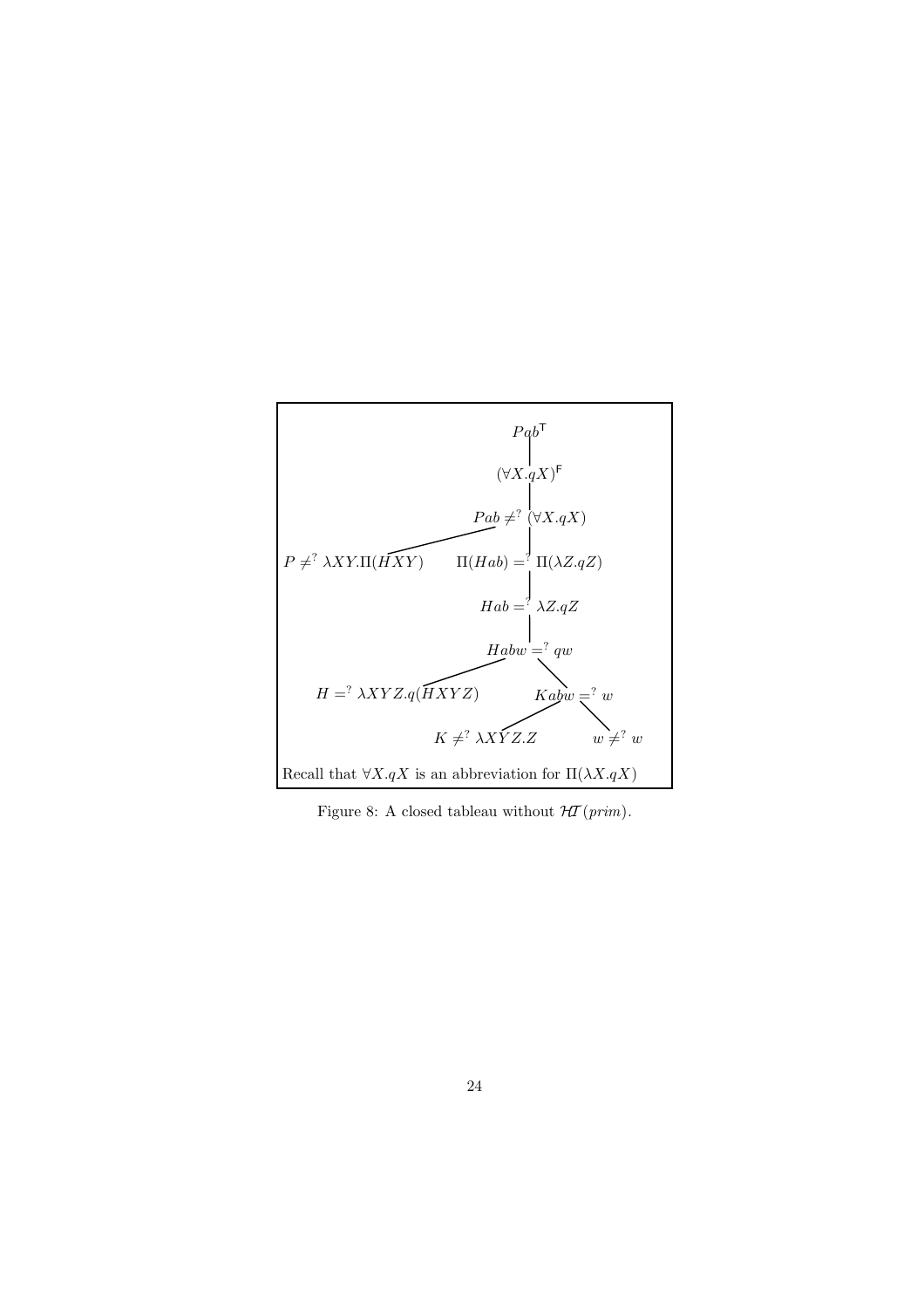$Pab^{\mathsf{T}}$

$(\forall X.qX)^{\mathsf{F}}$

$Pab \neq^{?} (\forall X.qX)$

$P \neq^{?} \lambda XY.\Pi(HXY)$ $\qquad$ $\Pi(Hab) =^{?} \Pi(\lambda Z.qZ)$

$Hab =^{?} \lambda Z.qZ$

$Habw =^{?} qw$

$H =^{?} \lambda XYZ.q(HXYZ)$ $\qquad$ $Kabw =^{?} w$

$K \neq^{?} \lambda XYZ.Z$ $\qquad$ $w \neq^{?} w$

Recall that $\forall X.qX$ is an abbreviation for $\Pi(\lambda X.qX)$

Figure 8: A closed tableau without $\mathcal{HT}(prim)$.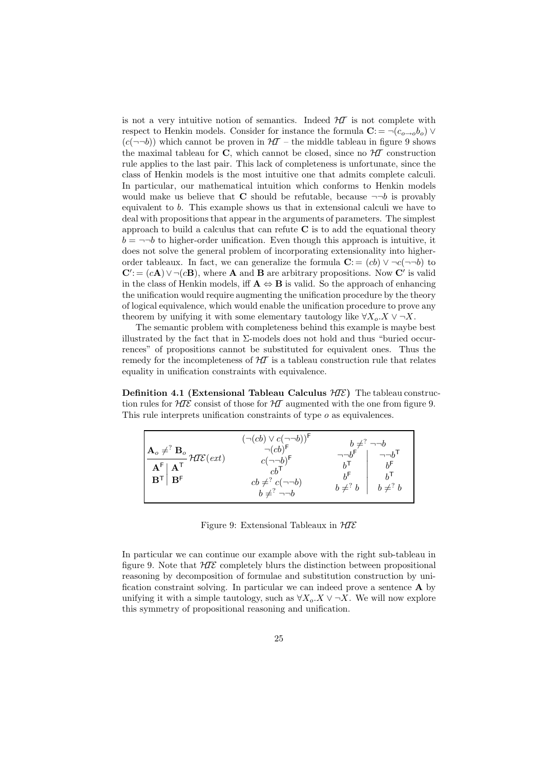is not a very intuitive notion of semantics. Indeed $\mathcal{HT}$ is not complete with respect to Henkin models. Consider for instance the formula $\mathbf{C} := \neg(c_{o\to o} b_o) \vee (c(\neg\neg b))$ which cannot be proven in $\mathcal{HT}$ – the middle tableau in figure 9 shows the maximal tableau for $\mathbf{C}$, which cannot be closed, since no $\mathcal{HT}$ construction rule applies to the last pair. This lack of completeness is unfortunate, since the class of Henkin models is the most intuitive one that admits complete calculi. In particular, our mathematical intuition which conforms to Henkin models would make us believe that $\mathbf{C}$ should be refutable, because $\neg\neg b$ is provably equivalent to $b$. This example shows us that in extensional calculi we have to deal with propositions that appear in the arguments of parameters. The simplest approach to build a calculus that can refute $\mathbf{C}$ is to add the equational theory $b = \neg\neg b$ to higher-order unification. Even though this approach is intuitive, it does not solve the general problem of incorporating extensionality into higher-order tableaux. In fact, we can generalize the formula $\mathbf{C} := (cb) \vee \neg c(\neg\neg b)$ to $\mathbf{C}' := (c\mathbf{A}) \vee \neg(c\mathbf{B})$, where $\mathbf{A}$ and $\mathbf{B}$ are arbitrary propositions. Now $\mathbf{C}'$ is valid in the class of Henkin models, iff $\mathbf{A} \Leftrightarrow \mathbf{B}$ is valid. So the approach of enhancing the unification would require augmenting the unification procedure by the theory of logical equivalence, which would enable the unification procedure to prove any theorem by unifying it with some elementary tautology like $\forall X_o . X \vee \neg X$.

The semantic problem with completeness behind this example is maybe best illustrated by the fact that in $\Sigma$-models does not hold and thus "buried occurrences" of propositions cannot be substituted for equivalent ones. Thus the remedy for the incompleteness of $\mathcal{HT}$ is a tableau construction rule that relates equality in unification constraints with equivalence.

**Definition 4.1 (Extensional Tableau Calculus $\mathcal{HTE}$)** The tableau construction rules for $\mathcal{HTE}$ consist of those for $\mathcal{HT}$ augmented with the one from figure 9. This rule interprets unification constraints of type $o$ as equivalences.

$$\frac{\mathbf{A}_o \neq^? \mathbf{B}_o}{\begin{array}{c|c} \mathbf{A}^{\mathsf{F}} & \mathbf{A}^{\mathsf{T}} \\ \mathbf{B}^{\mathsf{T}} & \mathbf{B}^{\mathsf{F}} \end{array}} \mathcal{HTE}(ext)
\qquad
\begin{array}{c}
(\neg(cb) \vee c(\neg\neg b))^{\mathsf{F}} \\
\neg(cb)^{\mathsf{F}} \\
c(\neg\neg b)^{\mathsf{F}} \\
cb^{\mathsf{T}} \\
cb \neq^? c(\neg\neg b) \\
b \neq^? \neg\neg b
\end{array}
\qquad
\begin{array}{c}
b \neq^? \neg\neg b \\
\begin{array}{c|c}
\neg\neg b^{\mathsf{F}} & \neg\neg b^{\mathsf{T}} \\
b^{\mathsf{T}} & b^{\mathsf{F}} \\
b^{\mathsf{F}} & b^{\mathsf{T}} \\
b \neq^? b & b \neq^? b
\end{array}
\end{array}$$

Figure 9: Extensional Tableaux in $\mathcal{HTE}$

In particular we can continue our example above with the right sub-tableau in figure 9. Note that $\mathcal{HTE}$ completely blurs the distinction between propositional reasoning by decomposition of formulae and substitution construction by unification constraint solving. In particular we can indeed prove a sentence $\mathbf{A}$ by unifying it with a simple tautology, such as $\forall X_o . X \vee \neg X$. We will now explore this symmetry of propositional reasoning and unification.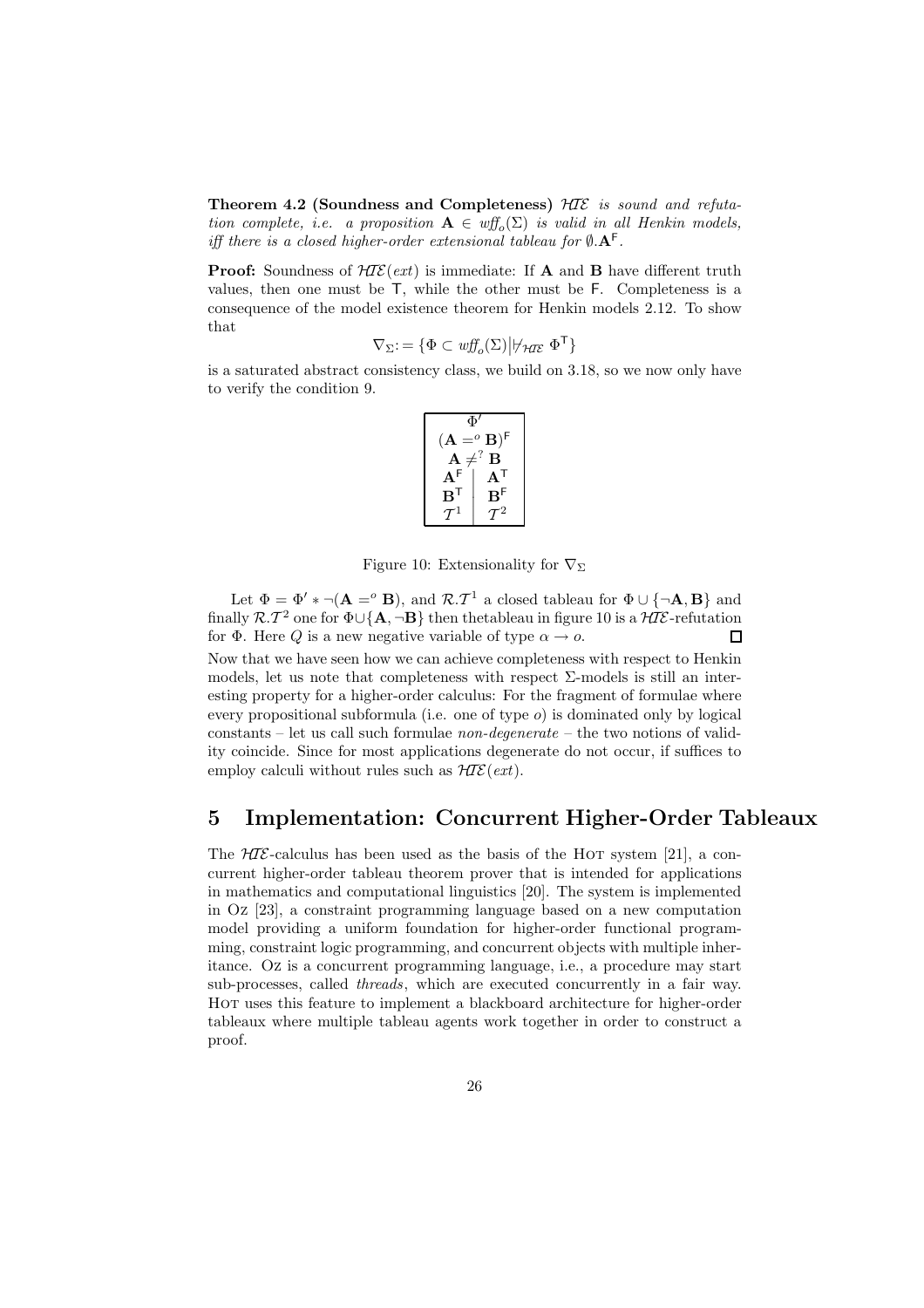**Theorem 4.2 (Soundness and Completeness)** *$\mathcal{HTE}$ is sound and refutation complete, i.e. a proposition $\mathbf{A} \in wff_o(\Sigma)$ is valid in all Henkin models, iff there is a closed higher-order extensional tableau for $\emptyset.\mathbf{A}^{\mathsf{F}}$.*

**Proof:** Soundness of $\mathcal{HTE}(ext)$ is immediate: If $\mathbf{A}$ and $\mathbf{B}$ have different truth values, then one must be $\mathsf{T}$, while the other must be $\mathsf{F}$. Completeness is a consequence of the model existence theorem for Henkin models 2.12. To show that

$$\nabla_\Sigma := \{\Phi \subset wff_o(\Sigma) | \not\vdash_{\mathcal{HTE}} \Phi^{\mathsf{T}}\}$$

is a saturated abstract consistency class, we build on 3.18, so we now only have to verify the condition 9.

$$\begin{array}{|c|c|}
\hline
\multicolumn{2}{|c|}{\Phi'} \\
\multicolumn{2}{|c|}{(\mathbf{A} =^o \mathbf{B})^{\mathsf{F}}} \\
\multicolumn{2}{|c|}{\mathbf{A} \neq^? \mathbf{B}} \\
\mathbf{A}^{\mathsf{F}} & \mathbf{A}^{\mathsf{T}} \\
\mathbf{B}^{\mathsf{T}} & \mathbf{B}^{\mathsf{F}} \\
\mathcal{T}^1 & \mathcal{T}^2 \\
\hline
\end{array}$$

Figure 10: Extensionality for $\nabla_\Sigma$

Let $\Phi = \Phi' * \neg(\mathbf{A} =^o \mathbf{B})$, and $\mathcal{R}.\mathcal{T}^1$ a closed tableau for $\Phi \cup \{\neg\mathbf{A}, \mathbf{B}\}$ and finally $\mathcal{R}.\mathcal{T}^2$ one for $\Phi \cup \{\mathbf{A}, \neg\mathbf{B}\}$ then thetableau in figure 10 is a $\mathcal{HTE}$-refutation for $\Phi$. Here $Q$ is a new negative variable of type $\alpha \to o$. ∎

Now that we have seen how we can achieve completeness with respect to Henkin models, let us note that completeness with respect $\Sigma$-models is still an interesting property for a higher-order calculus: For the fragment of formulae where every propositional subformula (i.e. one of type $o$) is dominated only by logical constants – let us call such formulae *non-degenerate* – the two notions of validity coincide. Since for most applications degenerate do not occur, if suffices to employ calculi without rules such as $\mathcal{HTE}(ext)$.

# 5 Implementation: Concurrent Higher-Order Tableaux

The $\mathcal{HTE}$-calculus has been used as the basis of the Hot system [21], a concurrent higher-order tableau theorem prover that is intended for applications in mathematics and computational linguistics [20]. The system is implemented in Oz [23], a constraint programming language based on a new computation model providing a uniform foundation for higher-order functional programming, constraint logic programming, and concurrent objects with multiple inheritance. Oz is a concurrent programming language, i.e., a procedure may start sub-processes, called *threads*, which are executed concurrently in a fair way. Hot uses this feature to implement a blackboard architecture for higher-order tableaux where multiple tableau agents work together in order to construct a proof.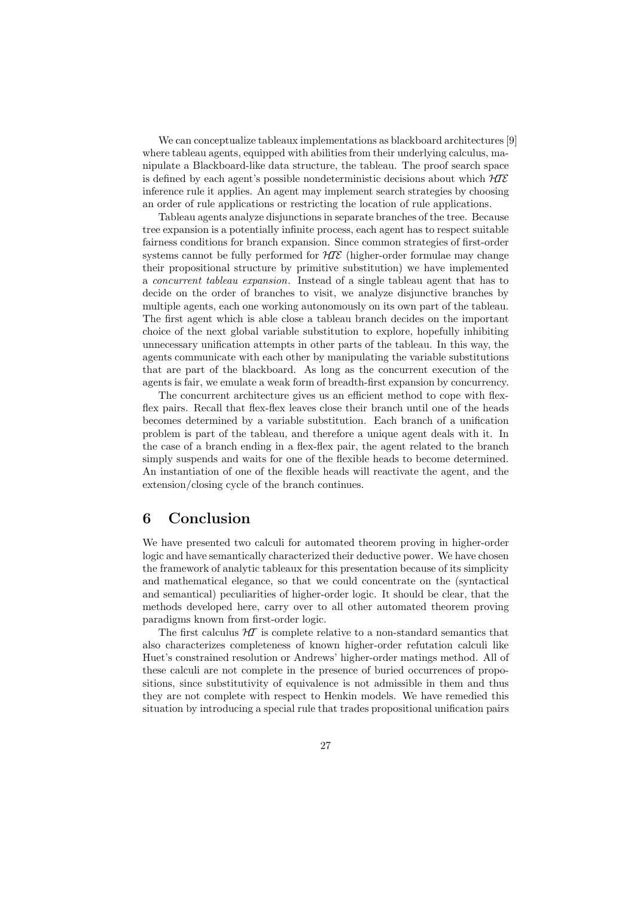We can conceptualize tableaux implementations as blackboard architectures [9] where tableau agents, equipped with abilities from their underlying calculus, manipulate a Blackboard-like data structure, the tableau. The proof search space is defined by each agent's possible nondeterministic decisions about which $\mathcal{HTE}$ inference rule it applies. An agent may implement search strategies by choosing an order of rule applications or restricting the location of rule applications.

Tableau agents analyze disjunctions in separate branches of the tree. Because tree expansion is a potentially infinite process, each agent has to respect suitable fairness conditions for branch expansion. Since common strategies of first-order systems cannot be fully performed for $\mathcal{HTE}$ (higher-order formulae may change their propositional structure by primitive substitution) we have implemented a *concurrent tableau expansion*. Instead of a single tableau agent that has to decide on the order of branches to visit, we analyze disjunctive branches by multiple agents, each one working autonomously on its own part of the tableau. The first agent which is able close a tableau branch decides on the important choice of the next global variable substitution to explore, hopefully inhibiting unnecessary unification attempts in other parts of the tableau. In this way, the agents communicate with each other by manipulating the variable substitutions that are part of the blackboard. As long as the concurrent execution of the agents is fair, we emulate a weak form of breadth-first expansion by concurrency.

The concurrent architecture gives us an efficient method to cope with flex-flex pairs. Recall that flex-flex leaves close their branch until one of the heads becomes determined by a variable substitution. Each branch of a unification problem is part of the tableau, and therefore a unique agent deals with it. In the case of a branch ending in a flex-flex pair, the agent related to the branch simply suspends and waits for one of the flexible heads to become determined. An instantiation of one of the flexible heads will reactivate the agent, and the extension/closing cycle of the branch continues.

## 6 Conclusion

We have presented two calculi for automated theorem proving in higher-order logic and have semantically characterized their deductive power. We have chosen the framework of analytic tableaux for this presentation because of its simplicity and mathematical elegance, so that we could concentrate on the (syntactical and semantical) peculiarities of higher-order logic. It should be clear, that the methods developed here, carry over to all other automated theorem proving paradigms known from first-order logic.

The first calculus $\mathcal{HT}$ is complete relative to a non-standard semantics that also characterizes completeness of known higher-order refutation calculi like Huet's constrained resolution or Andrews' higher-order matings method. All of these calculi are not complete in the presence of buried occurrences of propositions, since substitutivity of equivalence is not admissible in them and thus they are not complete with respect to Henkin models. We have remedied this situation by introducing a special rule that trades propositional unification pairs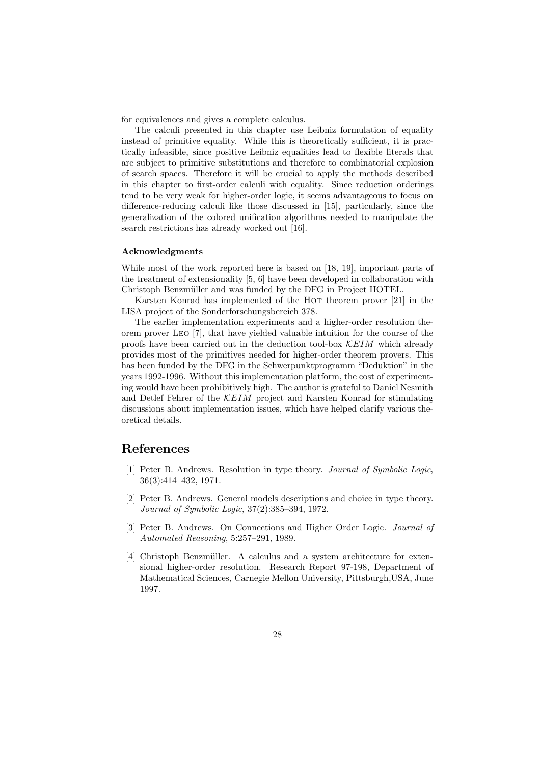for equivalences and gives a complete calculus.

The calculi presented in this chapter use Leibniz formulation of equality instead of primitive equality. While this is theoretically sufficient, it is practically infeasible, since positive Leibniz equalities lead to flexible literals that are subject to primitive substitutions and therefore to combinatorial explosion of search spaces. Therefore it will be crucial to apply the methods described in this chapter to first-order calculi with equality. Since reduction orderings tend to be very weak for higher-order logic, it seems advantageous to focus on difference-reducing calculi like those discussed in [15], particularly, since the generalization of the colored unification algorithms needed to manipulate the search restrictions has already worked out [16].

### Acknowledgments

While most of the work reported here is based on [18, 19], important parts of the treatment of extensionality [5, 6] have been developed in collaboration with Christoph Benzmüller and was funded by the DFG in Project HOTEL.

Karsten Konrad has implemented of the Hot theorem prover [21] in the LISA project of the Sonderforschungsbereich 378.

The earlier implementation experiments and a higher-order resolution theorem prover Leo [7], that have yielded valuable intuition for the course of the proofs have been carried out in the deduction tool-box $\mathcal{KEIM}$ which already provides most of the primitives needed for higher-order theorem provers. This has been funded by the DFG in the Schwerpunktprogramm "Deduktion" in the years 1992-1996. Without this implementation platform, the cost of experimenting would have been prohibitively high. The author is grateful to Daniel Nesmith and Detlef Fehrer of the $\mathcal{KEIM}$ project and Karsten Konrad for stimulating discussions about implementation issues, which have helped clarify various theoretical details.

## References

[1] Peter B. Andrews. Resolution in type theory. *Journal of Symbolic Logic*, 36(3):414–432, 1971.

[2] Peter B. Andrews. General models descriptions and choice in type theory. *Journal of Symbolic Logic*, 37(2):385–394, 1972.

[3] Peter B. Andrews. On Connections and Higher Order Logic. *Journal of Automated Reasoning*, 5:257–291, 1989.

[4] Christoph Benzmüller. A calculus and a system architecture for extensional higher-order resolution. Research Report 97-198, Department of Mathematical Sciences, Carnegie Mellon University, Pittsburgh,USA, June 1997.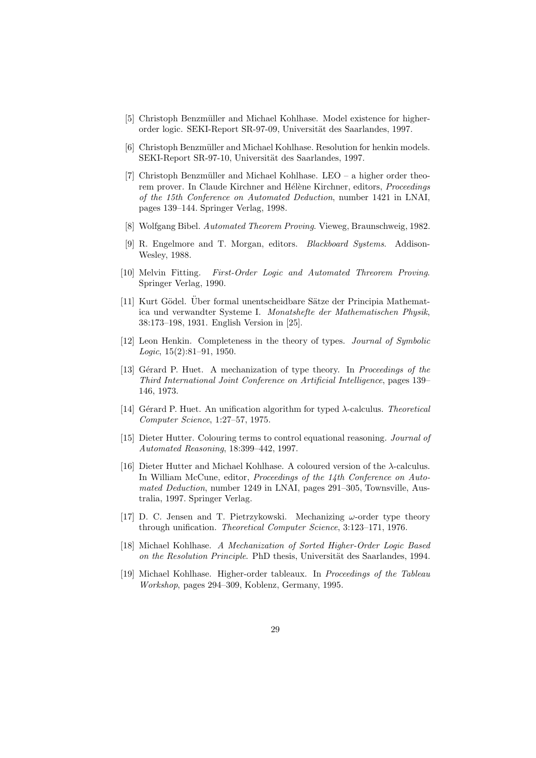[5] Christoph Benzmüller and Michael Kohlhase. Model existence for higher-order logic. SEKI-Report SR-97-09, Universität des Saarlandes, 1997.

[6] Christoph Benzmüller and Michael Kohlhase. Resolution for henkin models. SEKI-Report SR-97-10, Universität des Saarlandes, 1997.

[7] Christoph Benzmüller and Michael Kohlhase. LEO – a higher order theorem prover. In Claude Kirchner and Hélène Kirchner, editors, *Proceedings of the 15th Conference on Automated Deduction*, number 1421 in LNAI, pages 139–144. Springer Verlag, 1998.

[8] Wolfgang Bibel. *Automated Theorem Proving*. Vieweg, Braunschweig, 1982.

[9] R. Engelmore and T. Morgan, editors. *Blackboard Systems*. Addison-Wesley, 1988.

[10] Melvin Fitting. *First-Order Logic and Automated Threorem Proving*. Springer Verlag, 1990.

[11] Kurt Gödel. Über formal unentscheidbare Sätze der Principia Mathematica und verwandter Systeme I. *Monatshefte der Mathematischen Physik*, 38:173–198, 1931. English Version in [25].

[12] Leon Henkin. Completeness in the theory of types. *Journal of Symbolic Logic*, 15(2):81–91, 1950.

[13] Gérard P. Huet. A mechanization of type theory. In *Proceedings of the Third International Joint Conference on Artificial Intelligence*, pages 139–146, 1973.

[14] Gérard P. Huet. An unification algorithm for typed $\lambda$-calculus. *Theoretical Computer Science*, 1:27–57, 1975.

[15] Dieter Hutter. Colouring terms to control equational reasoning. *Journal of Automated Reasoning*, 18:399–442, 1997.

[16] Dieter Hutter and Michael Kohlhase. A coloured version of the $\lambda$-calculus. In William McCune, editor, *Proceedings of the 14th Conference on Automated Deduction*, number 1249 in LNAI, pages 291–305, Townsville, Australia, 1997. Springer Verlag.

[17] D. C. Jensen and T. Pietrzykowski. Mechanizing $\omega$-order type theory through unification. *Theoretical Computer Science*, 3:123–171, 1976.

[18] Michael Kohlhase. *A Mechanization of Sorted Higher-Order Logic Based on the Resolution Principle*. PhD thesis, Universität des Saarlandes, 1994.

[19] Michael Kohlhase. Higher-order tableaux. In *Proceedings of the Tableau Workshop*, pages 294–309, Koblenz, Germany, 1995.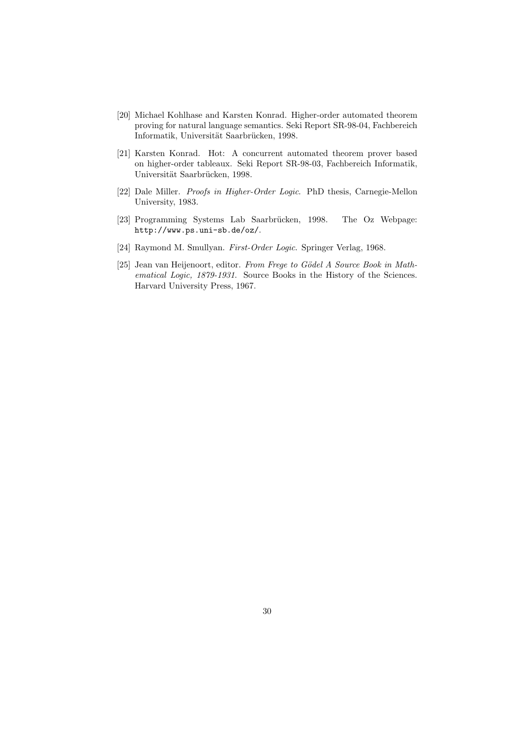[20] Michael Kohlhase and Karsten Konrad. Higher-order automated theorem proving for natural language semantics. Seki Report SR-98-04, Fachbereich Informatik, Universität Saarbrücken, 1998.

[21] Karsten Konrad. Hot: A concurrent automated theorem prover based on higher-order tableaux. Seki Report SR-98-03, Fachbereich Informatik, Universität Saarbrücken, 1998.

[22] Dale Miller. *Proofs in Higher-Order Logic*. PhD thesis, Carnegie-Mellon University, 1983.

[23] Programming Systems Lab Saarbrücken, 1998. The Oz Webpage: `http://www.ps.uni-sb.de/oz/`.

[24] Raymond M. Smullyan. *First-Order Logic*. Springer Verlag, 1968.

[25] Jean van Heijenoort, editor. *From Frege to Gödel A Source Book in Mathematical Logic, 1879-1931*. Source Books in the History of the Sciences. Harvard University Press, 1967.